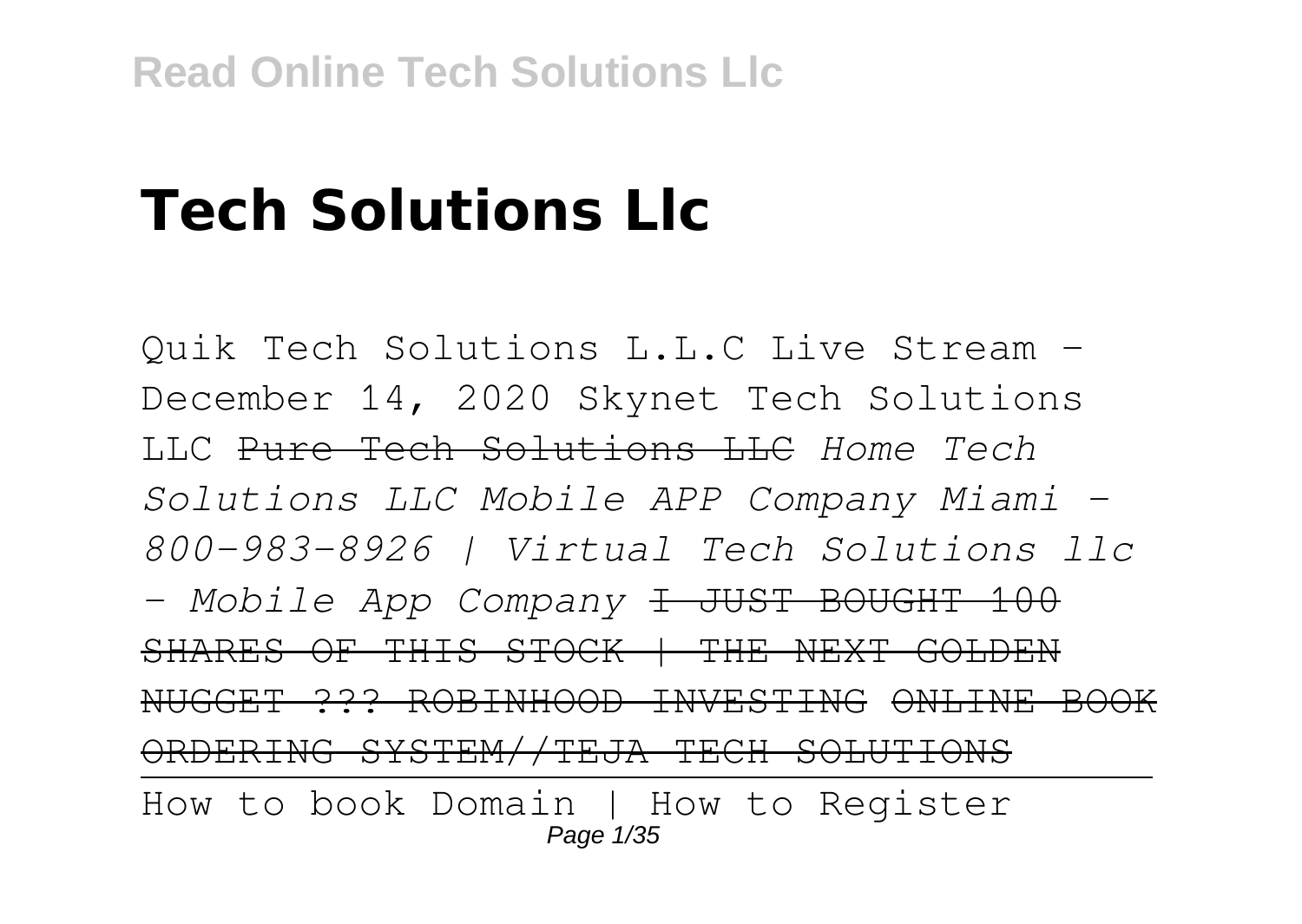# Tech Solutions Llc

Quik Tech Solutions L.L.C Live Stream - December 14, 2020 Skynet Tech Solutions LLC ~~Pure Tech Solutions LLC~~ *Home Tech Solutions LLC Mobile APP Company Miami - 800-983-8926 | Virtual Tech Solutions llc - Mobile App Company* ~~I JUST BOUGHT 100 SHARES OF THIS STOCK | THE NEXT GOLDEN NUGGET ??? ROBINHOOD INVESTING~~ ~~ONLINE BOOK ORDERING SYSTEM//TEJA TECH SOLUTIONS~~

How to book Domain | How to Register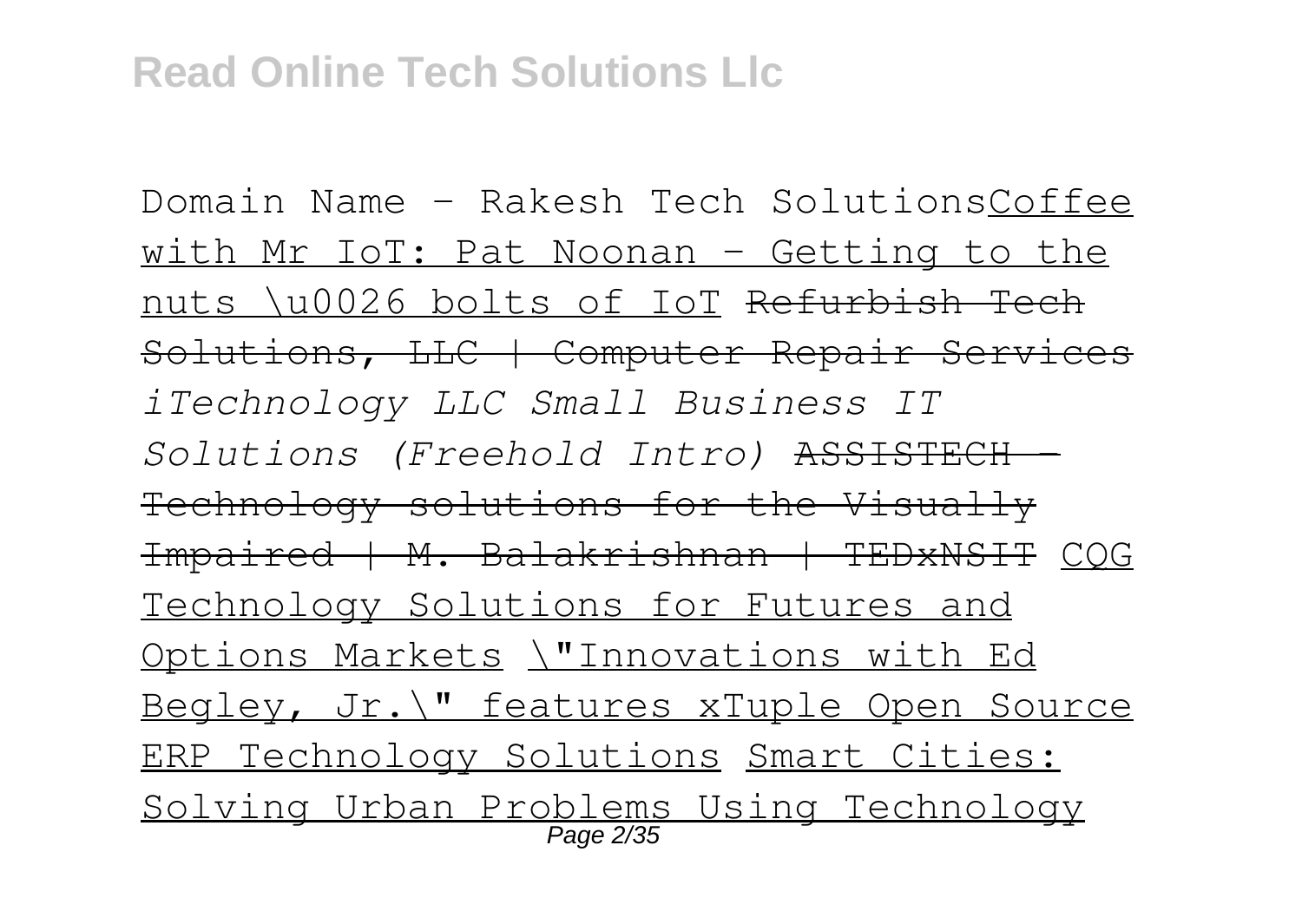Domain Name - Rakesh Tech SolutionsCoffee with Mr IoT: Pat Noonan - Getting to the nuts \u0026 bolts of IoT ~~Refurbish Tech Solutions, LLC | Computer Repair Services~~ *iTechnology LLC Small Business IT Solutions (Freehold Intro)* ~~ASSISTECH - Technology solutions for the Visually Impaired | M. Balakrishnan | TEDxNSIT~~ CQG Technology Solutions for Futures and Options Markets \"Innovations with Ed Begley, Jr.\" features xTuple Open Source ERP Technology Solutions Smart Cities: Solving Urban Problems Using Technology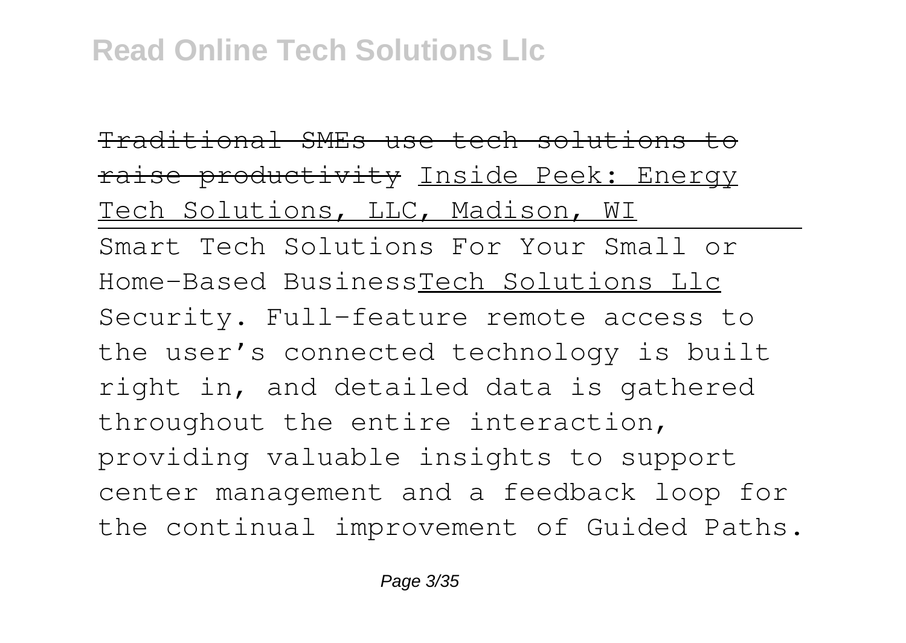~~Traditional SMEs use tech solutions to raise productivity~~ Inside Peek: Energy Tech Solutions, LLC, Madison, WI

---

Smart Tech Solutions For Your Small or Home-Based BusinessTech Solutions Llc

Security. Full-feature remote access to the user's connected technology is built right in, and detailed data is gathered throughout the entire interaction, providing valuable insights to support center management and a feedback loop for the continual improvement of Guided Paths.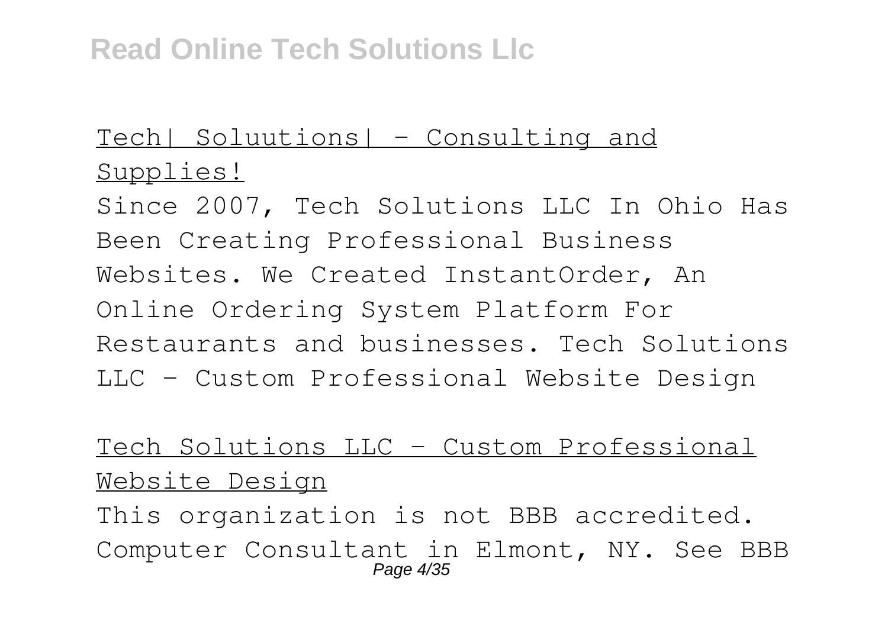Tech| Soluutions| – Consulting and Supplies!

Since 2007, Tech Solutions LLC In Ohio Has Been Creating Professional Business Websites. We Created InstantOrder, An Online Ordering System Platform For Restaurants and businesses. Tech Solutions LLC - Custom Professional Website Design

Tech Solutions LLC - Custom Professional Website Design

This organization is not BBB accredited. Computer Consultant in Elmont, NY. See BBB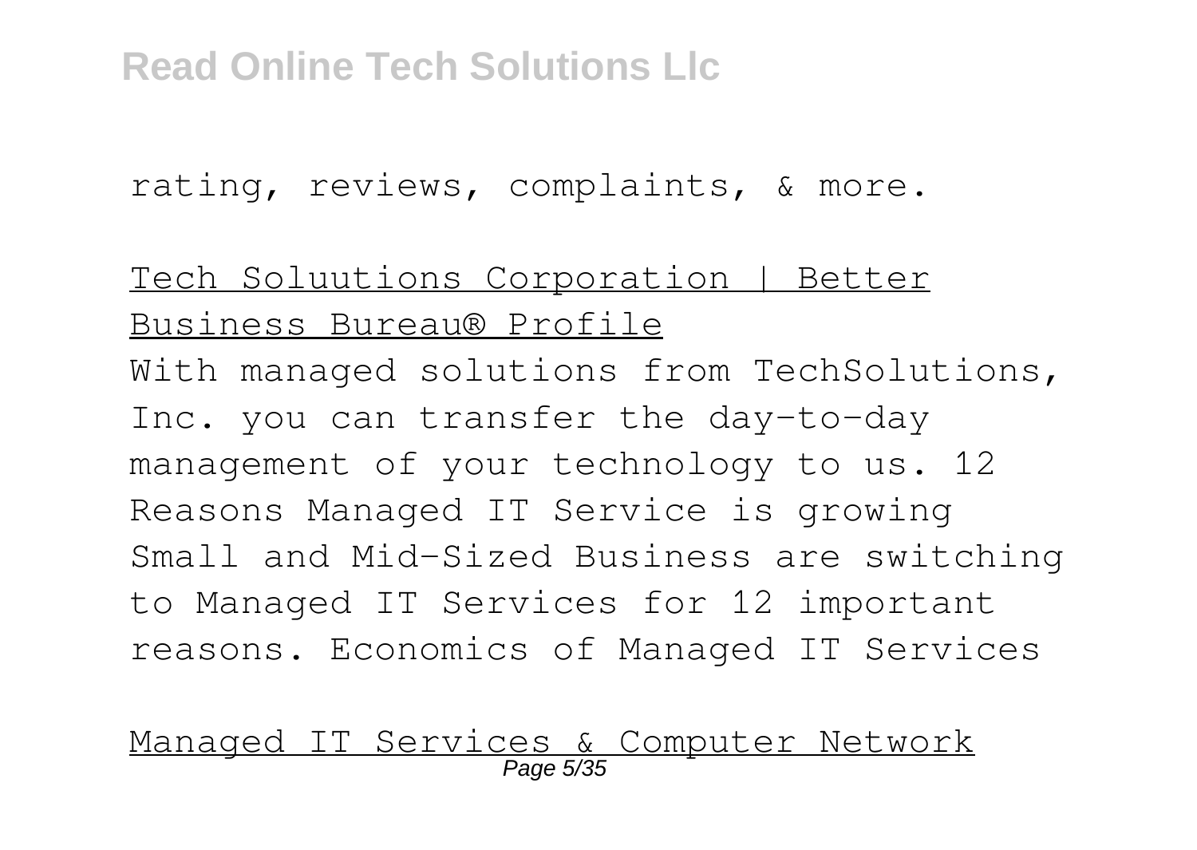rating, reviews, complaints, & more.

Tech Soluutions Corporation | Better Business Bureau® Profile

With managed solutions from TechSolutions, Inc. you can transfer the day-to-day management of your technology to us. 12 Reasons Managed IT Service is growing Small and Mid-Sized Business are switching to Managed IT Services for 12 important reasons. Economics of Managed IT Services

Managed IT Services & Computer Network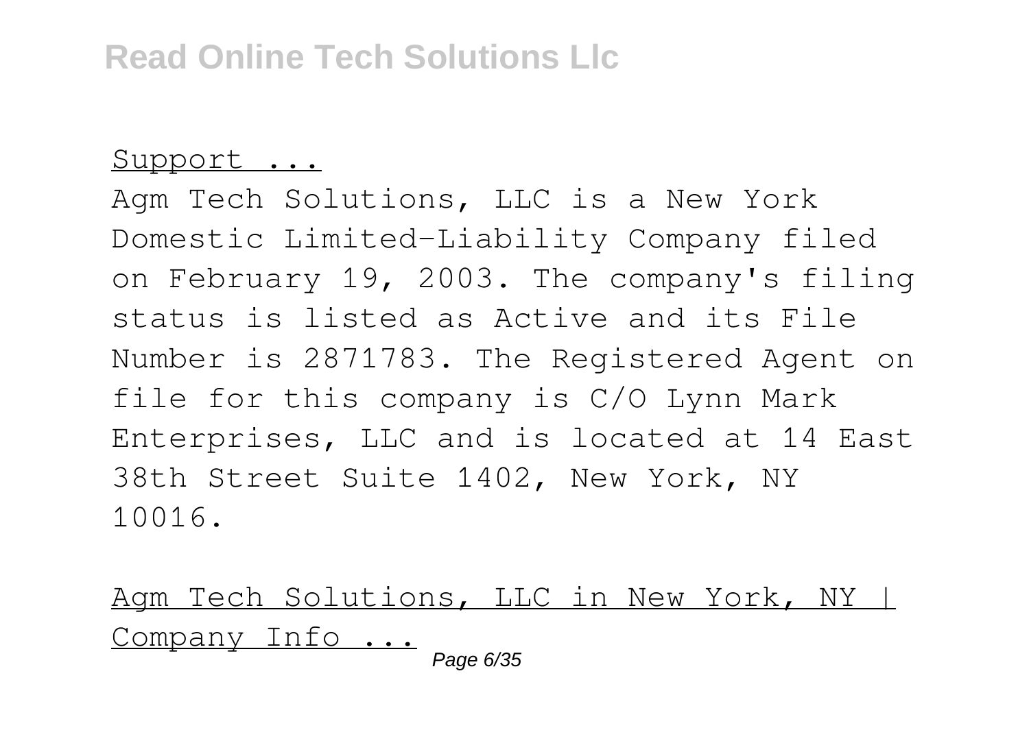Support ...

Agm Tech Solutions, LLC is a New York Domestic Limited-Liability Company filed on February 19, 2003. The company's filing status is listed as Active and its File Number is 2871783. The Registered Agent on file for this company is C/O Lynn Mark Enterprises, LLC and is located at 14 East 38th Street Suite 1402, New York, NY 10016.

Agm Tech Solutions, LLC in New York, NY | Company Info ...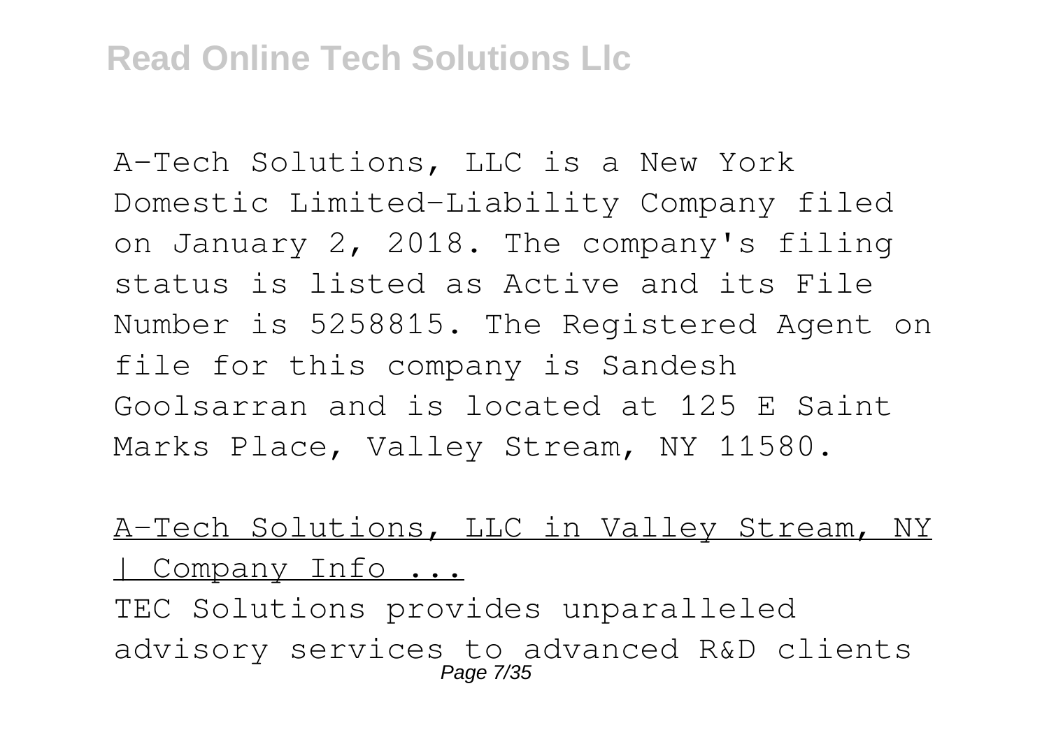A-Tech Solutions, LLC is a New York Domestic Limited-Liability Company filed on January 2, 2018. The company's filing status is listed as Active and its File Number is 5258815. The Registered Agent on file for this company is Sandesh Goolsarran and is located at 125 E Saint Marks Place, Valley Stream, NY 11580.

A-Tech Solutions, LLC in Valley Stream, NY | Company Info ...

TEC Solutions provides unparalleled advisory services to advanced R&D clients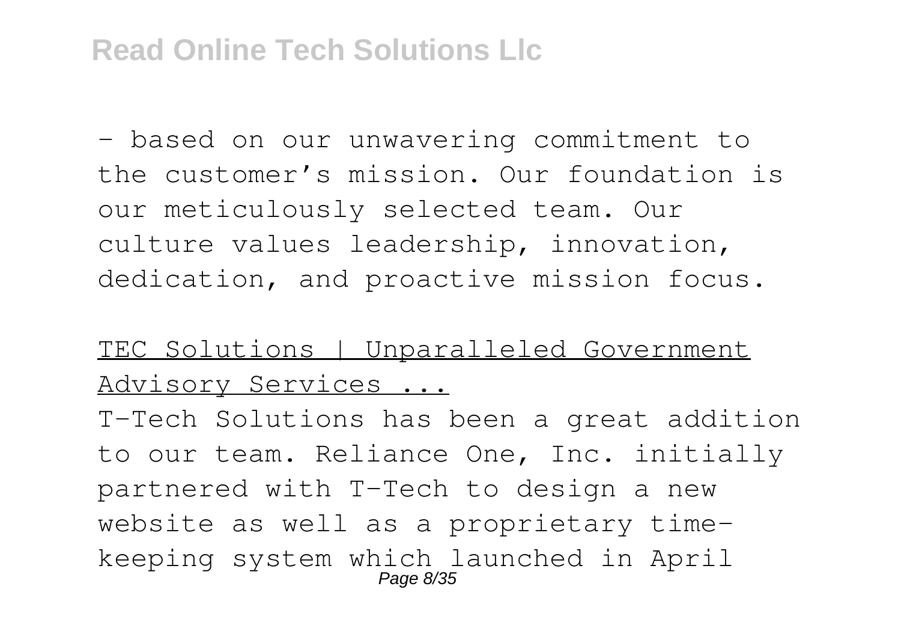– based on our unwavering commitment to the customer's mission. Our foundation is our meticulously selected team. Our culture values leadership, innovation, dedication, and proactive mission focus.

TEC Solutions | Unparalleled Government Advisory Services ...

T-Tech Solutions has been a great addition to our team. Reliance One, Inc. initially partnered with T-Tech to design a new website as well as a proprietary time-keeping system which launched in April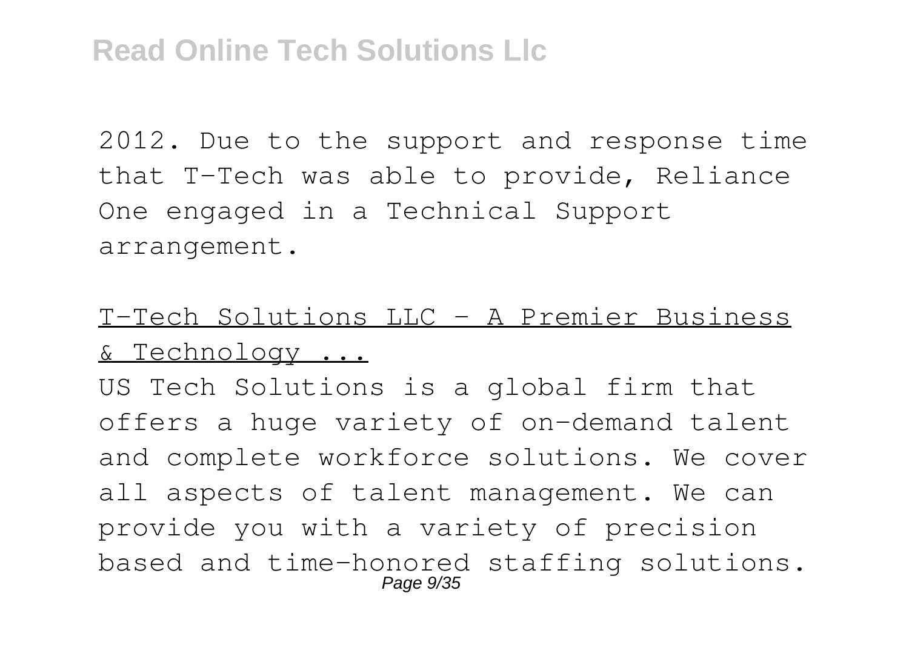2012. Due to the support and response time that T-Tech was able to provide, Reliance One engaged in a Technical Support arrangement.

T-Tech Solutions LLC - A Premier Business & Technology ...

US Tech Solutions is a global firm that offers a huge variety of on-demand talent and complete workforce solutions. We cover all aspects of talent management. We can provide you with a variety of precision based and time-honored staffing solutions.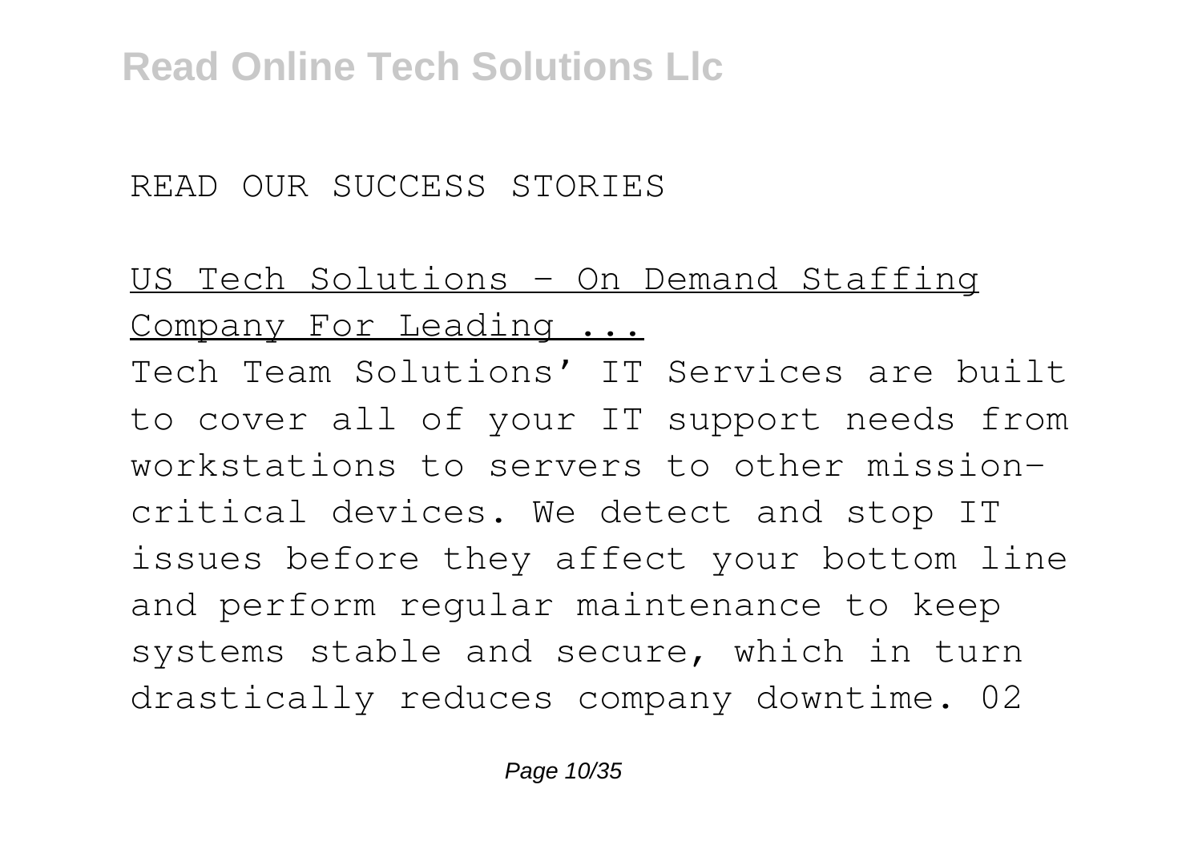READ OUR SUCCESS STORIES

US Tech Solutions - On Demand Staffing Company For Leading ...

Tech Team Solutions' IT Services are built to cover all of your IT support needs from workstations to servers to other mission-critical devices. We detect and stop IT issues before they affect your bottom line and perform regular maintenance to keep systems stable and secure, which in turn drastically reduces company downtime. 02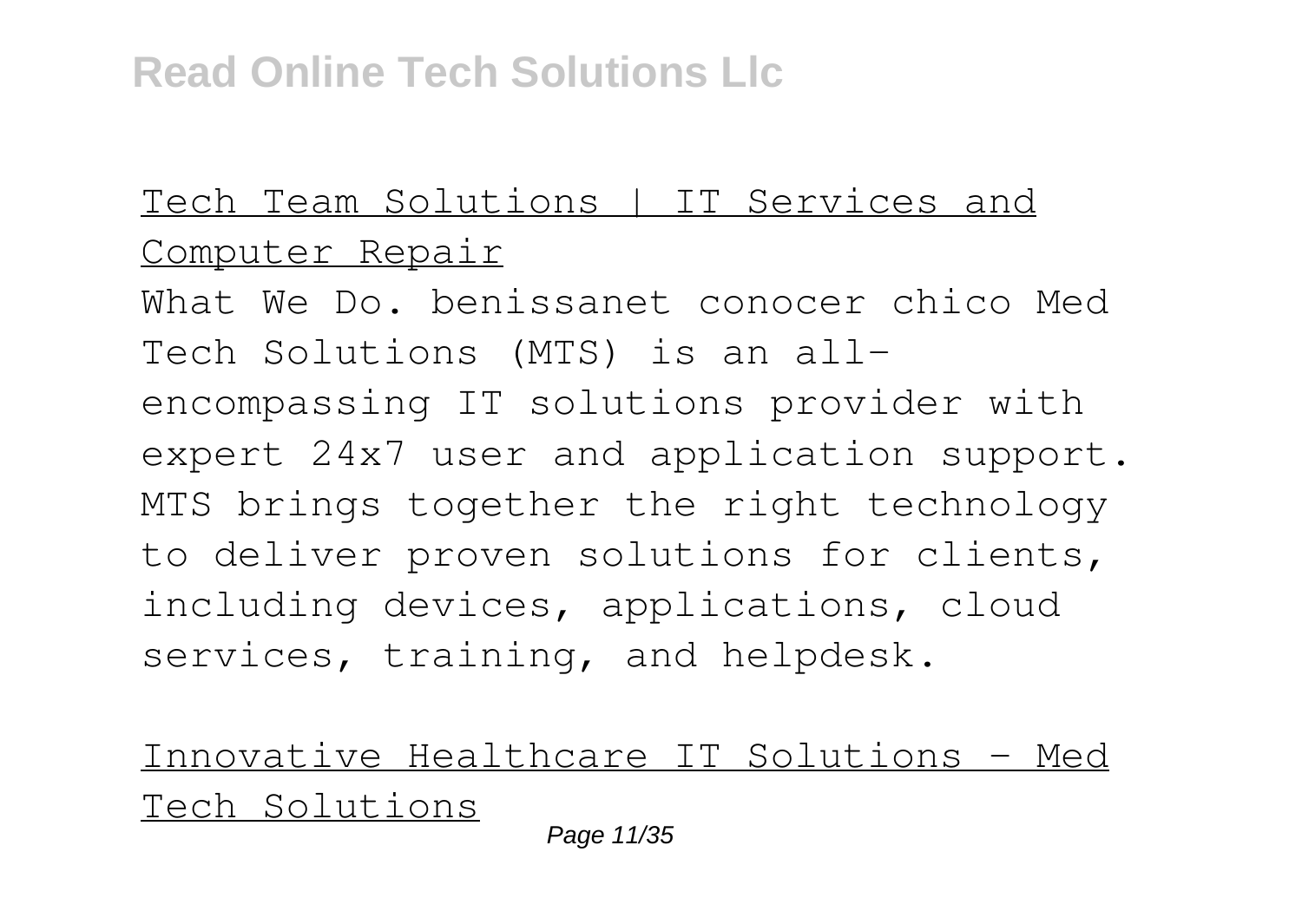Tech Team Solutions | IT Services and Computer Repair

What We Do. benissanet conocer chico Med Tech Solutions (MTS) is an all-encompassing IT solutions provider with expert 24x7 user and application support. MTS brings together the right technology to deliver proven solutions for clients, including devices, applications, cloud services, training, and helpdesk.

Innovative Healthcare IT Solutions - Med Tech Solutions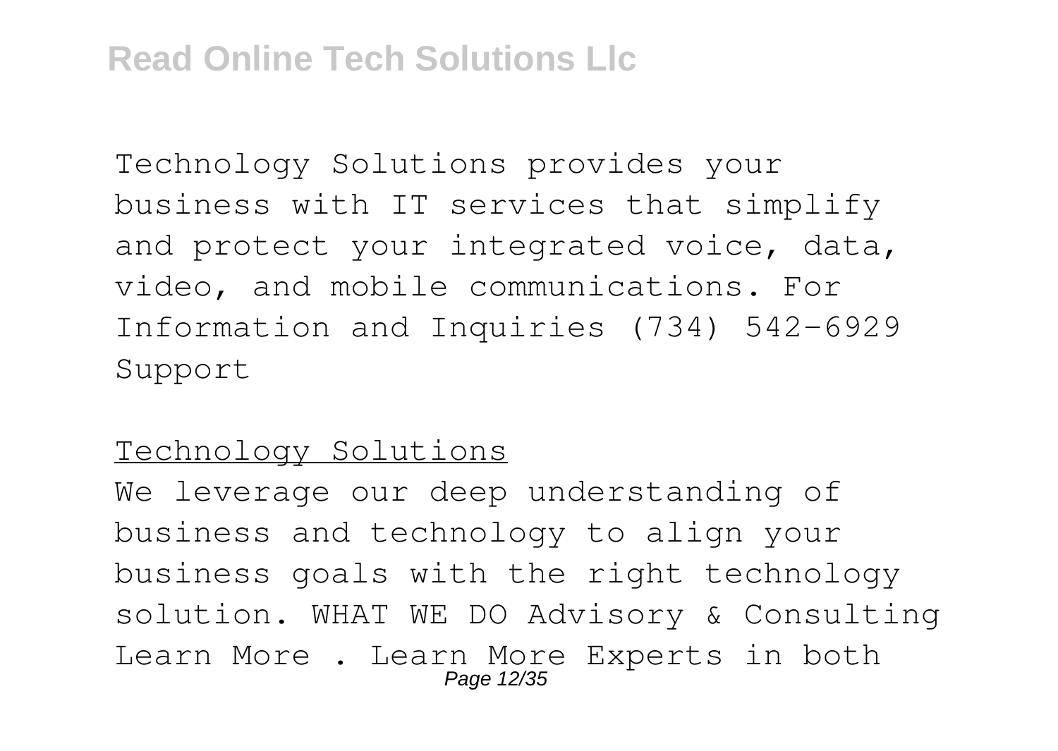Technology Solutions provides your business with IT services that simplify and protect your integrated voice, data, video, and mobile communications. For Information and Inquiries (734) 542-6929 Support

Technology Solutions

We leverage our deep understanding of business and technology to align your business goals with the right technology solution. WHAT WE DO Advisory & Consulting Learn More . Learn More Experts in both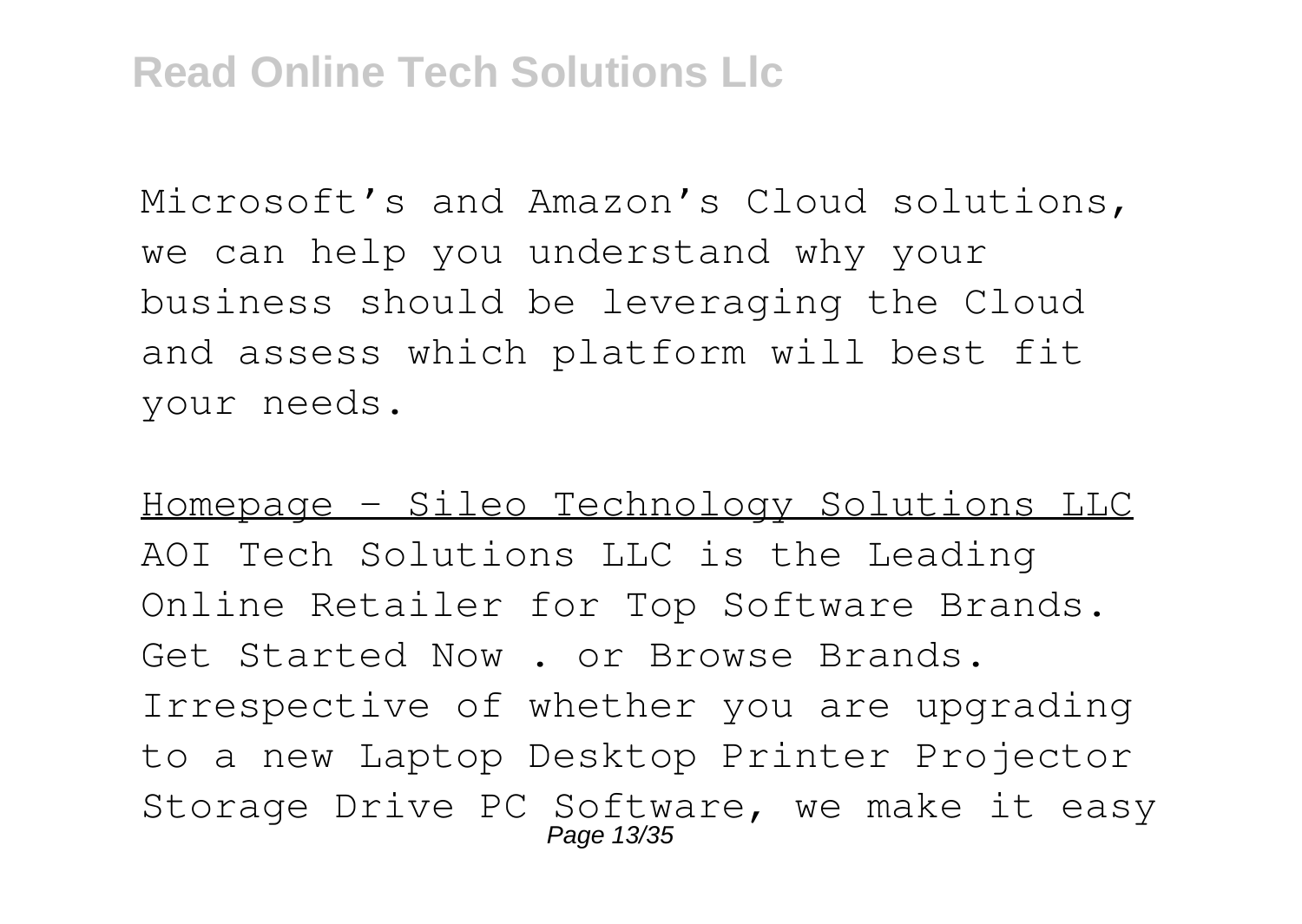Microsoft’s and Amazon’s Cloud solutions, we can help you understand why your business should be leveraging the Cloud and assess which platform will best fit your needs.

Homepage - Sileo Technology Solutions LLC

AOI Tech Solutions LLC is the Leading Online Retailer for Top Software Brands. Get Started Now . or Browse Brands. Irrespective of whether you are upgrading to a new Laptop Desktop Printer Projector Storage Drive PC Software, we make it easy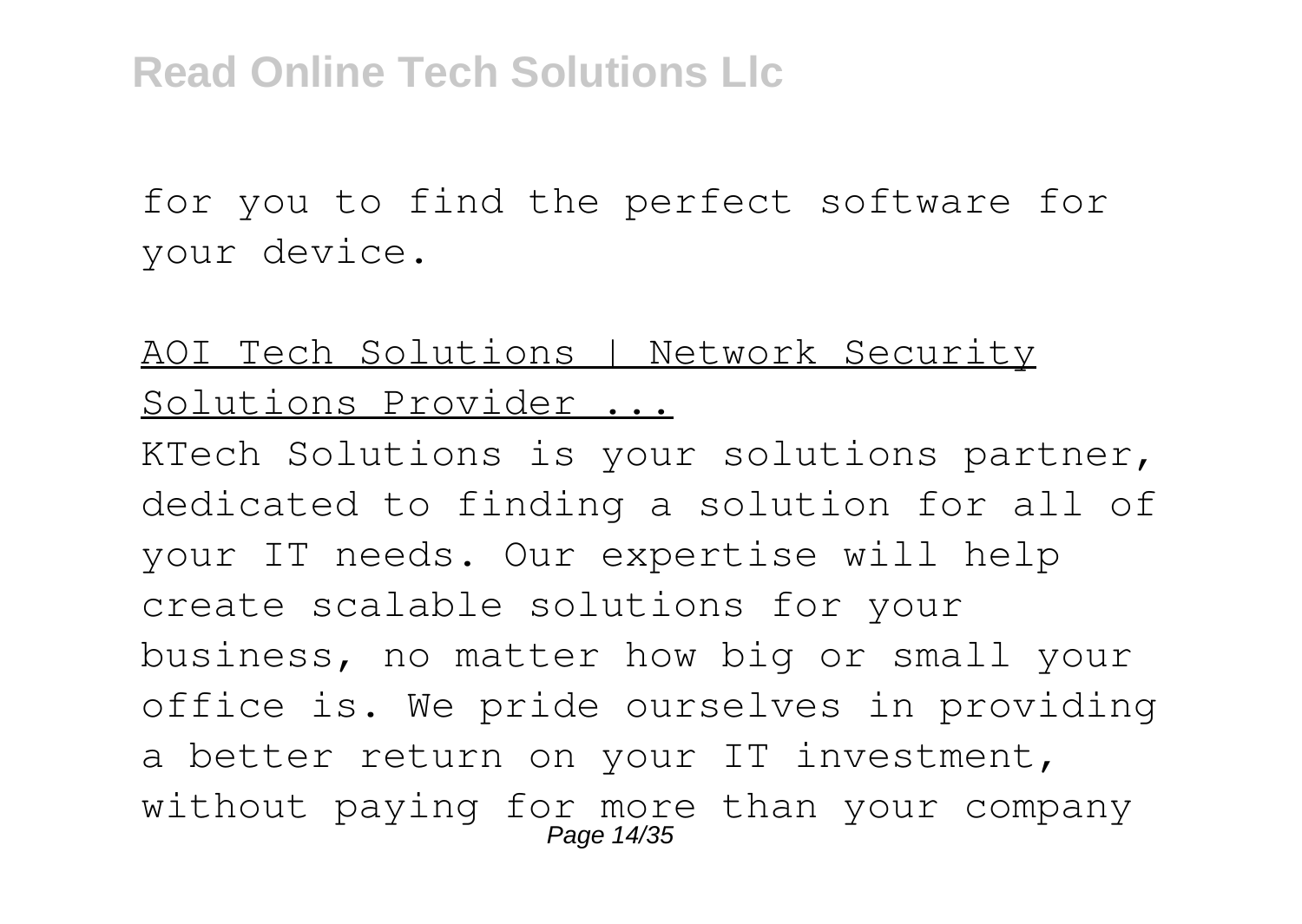for you to find the perfect software for your device.

AOI Tech Solutions | Network Security Solutions Provider ...

KTech Solutions is your solutions partner, dedicated to finding a solution for all of your IT needs. Our expertise will help create scalable solutions for your business, no matter how big or small your office is. We pride ourselves in providing a better return on your IT investment, without paying for more than your company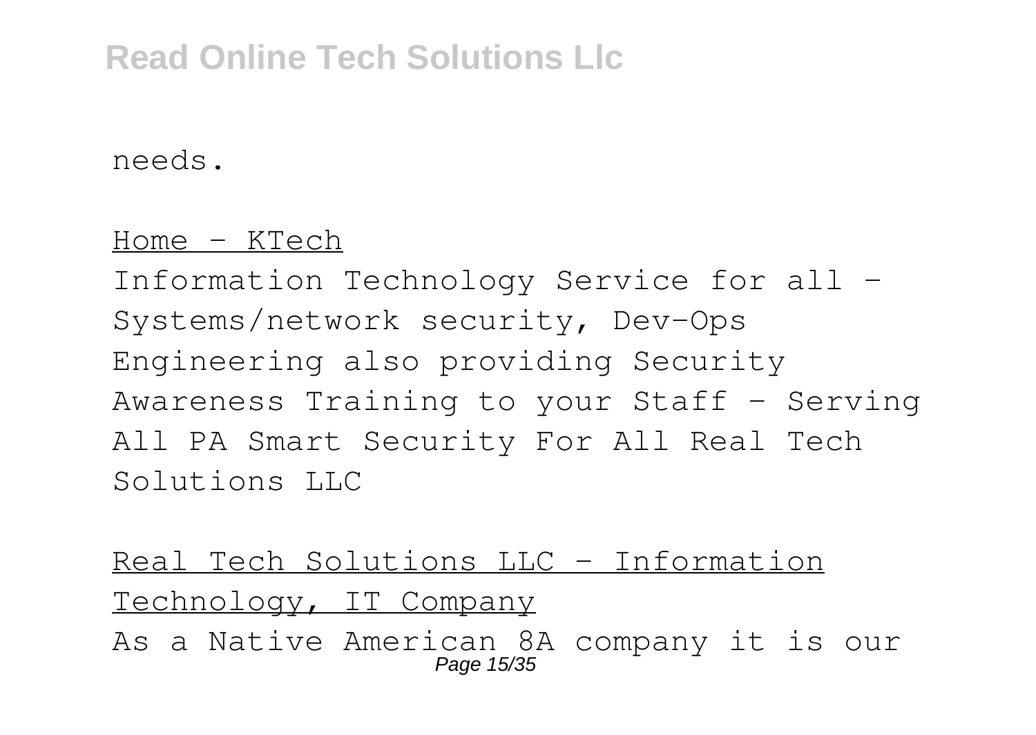needs.

Home - KTech

Information Technology Service for all - Systems/network security, Dev-Ops Engineering also providing Security Awareness Training to your Staff - Serving All PA Smart Security For All Real Tech Solutions LLC

Real Tech Solutions LLC - Information Technology, IT Company

As a Native American 8A company it is our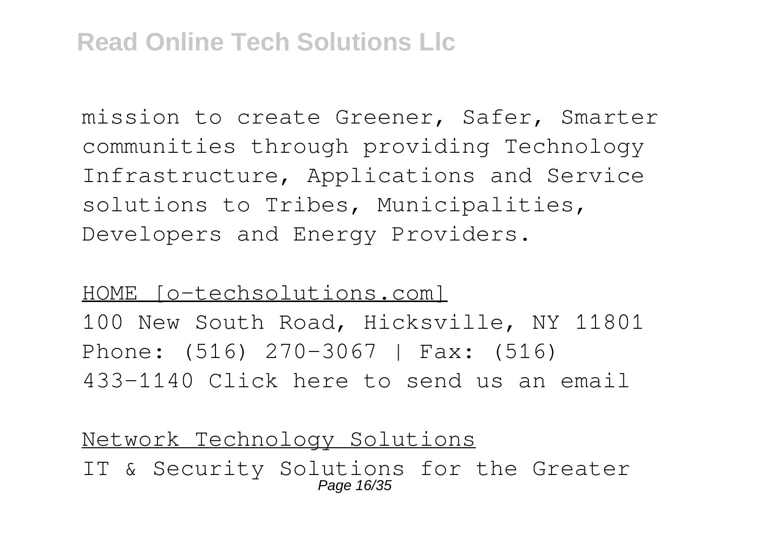mission to create Greener, Safer, Smarter communities through providing Technology Infrastructure, Applications and Service solutions to Tribes, Municipalities, Developers and Energy Providers.

HOME [o-techsolutions.com]

100 New South Road, Hicksville, NY 11801 Phone: (516) 270-3067 | Fax: (516) 433-1140 Click here to send us an email

Network Technology Solutions

IT & Security Solutions for the Greater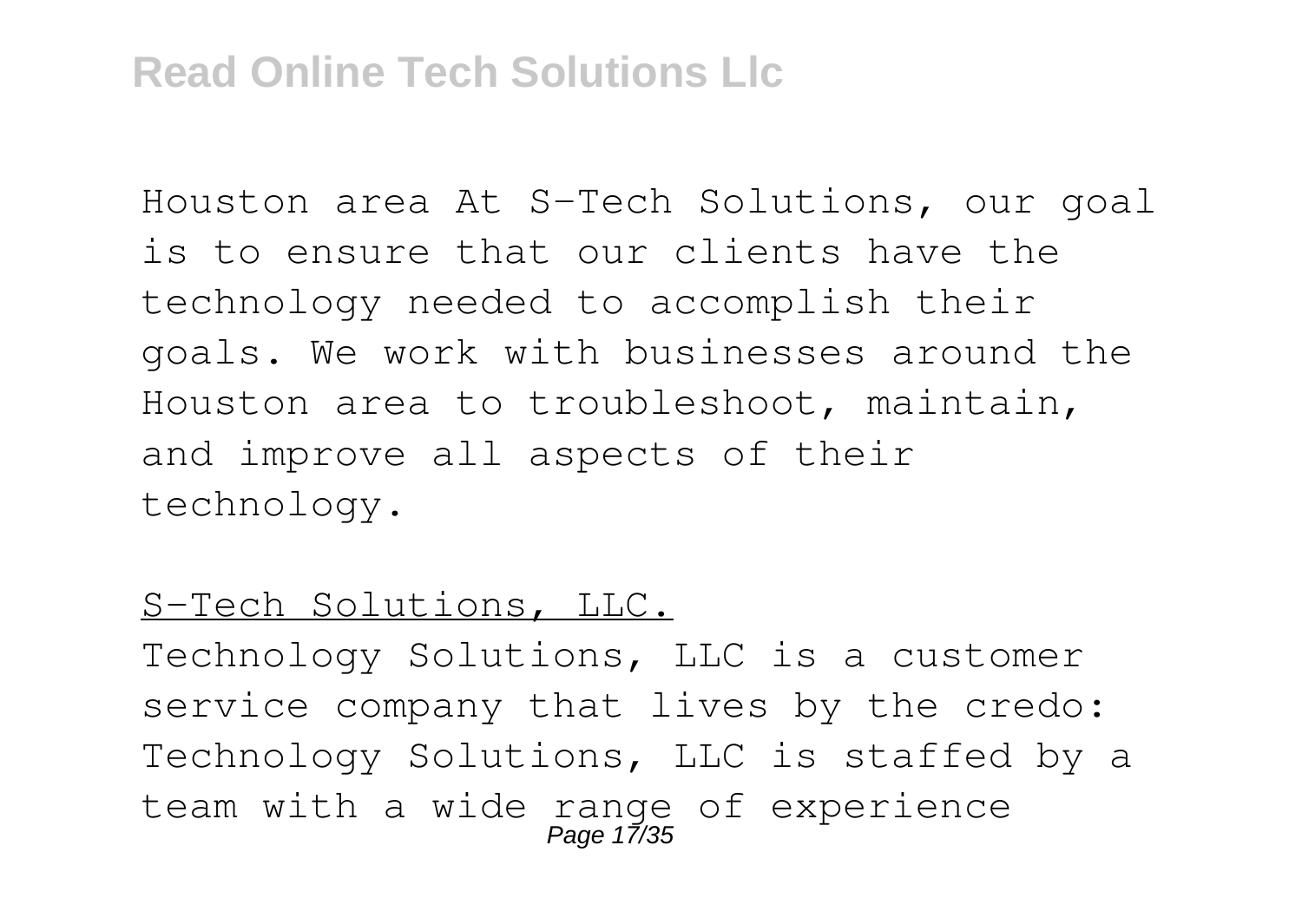Houston area At S-Tech Solutions, our goal is to ensure that our clients have the technology needed to accomplish their goals. We work with businesses around the Houston area to troubleshoot, maintain, and improve all aspects of their technology.

S-Tech Solutions, LLC.

Technology Solutions, LLC is a customer service company that lives by the credo: Technology Solutions, LLC is staffed by a team with a wide range of experience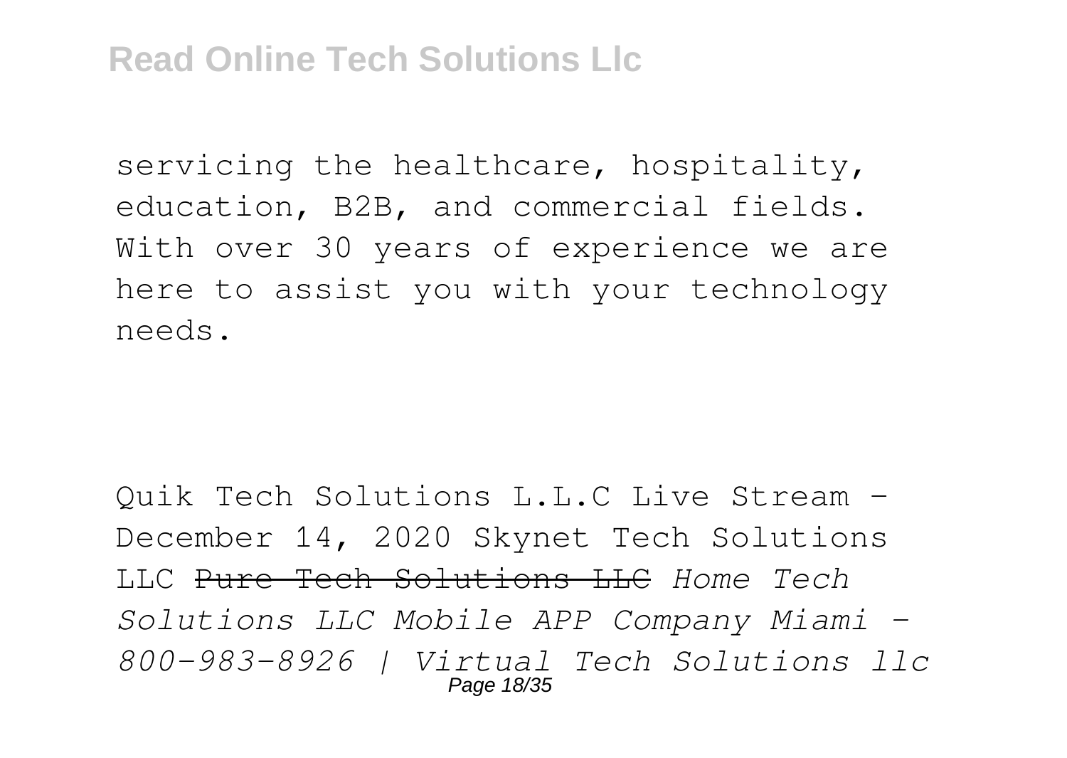servicing the healthcare, hospitality, education, B2B, and commercial fields. With over 30 years of experience we are here to assist you with your technology needs.

Quik Tech Solutions L.L.C Live Stream - December 14, 2020 Skynet Tech Solutions LLC ~~Pure Tech Solutions LLC~~ *Home Tech Solutions LLC Mobile APP Company Miami - 800-983-8926 | Virtual Tech Solutions llc*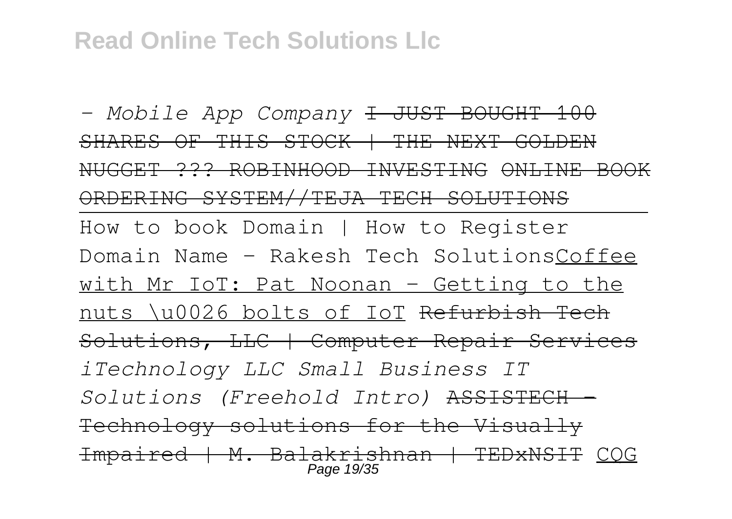*- Mobile App Company* ~~I JUST BOUGHT 100 SHARES OF THIS STOCK | THE NEXT GOLDEN NUGGET ??? ROBINHOOD INVESTING~~ ~~ONLINE BOOK ORDERING SYSTEM//TEJA TECH SOLUTIONS~~

How to book Domain | How to Register Domain Name - Rakesh Tech SolutionsCoffee with Mr IoT: Pat Noonan - Getting to the nuts \u0026 bolts of IoT ~~Refurbish Tech Solutions, LLC | Computer Repair Services~~ *iTechnology LLC Small Business IT Solutions (Freehold Intro)* ~~ASSISTECH - Technology solutions for the Visually Impaired | M. Balakrishnan | TEDxNSIT~~ COG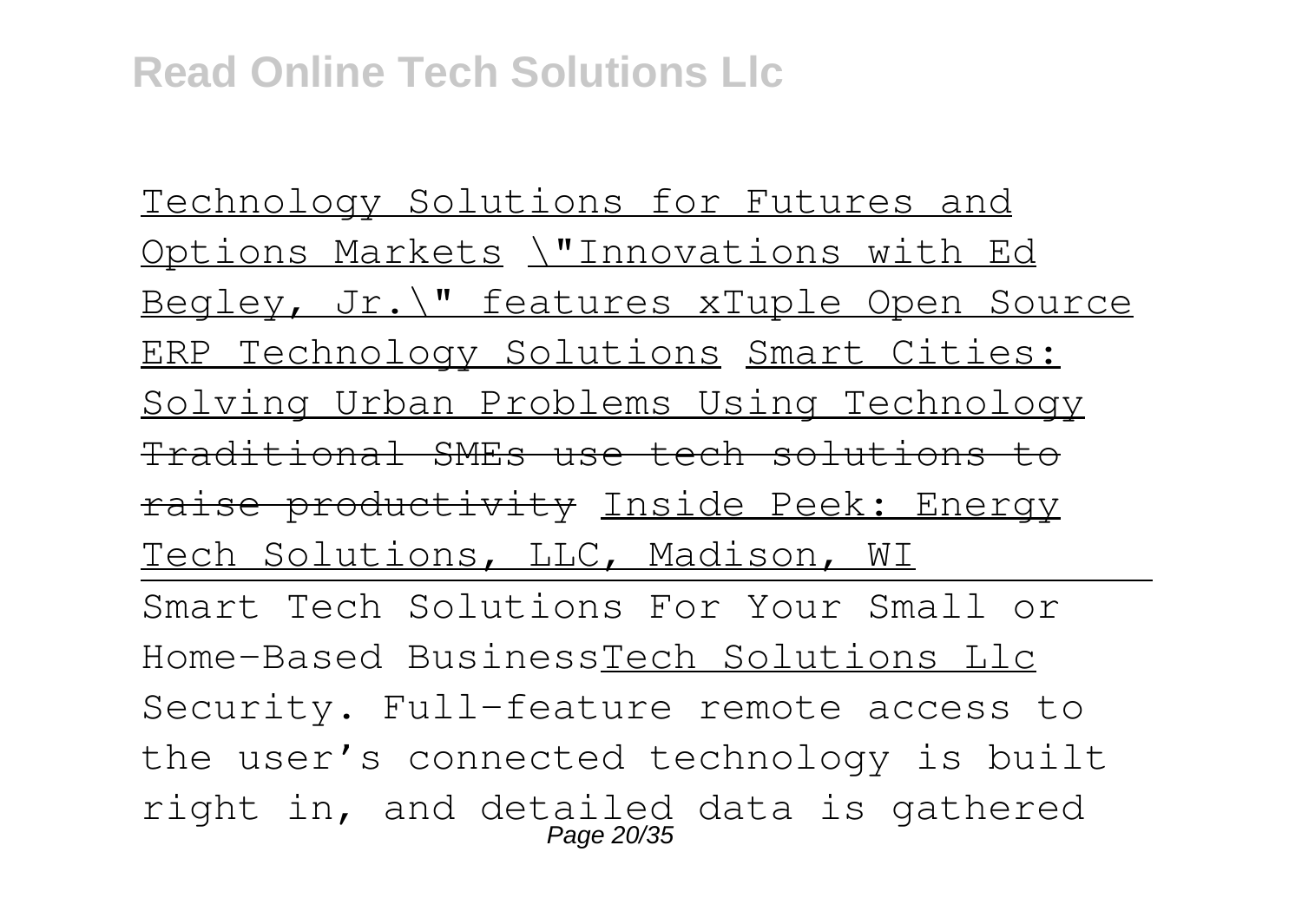Technology Solutions for Futures and Options Markets \"Innovations with Ed Begley, Jr.\" features xTuple Open Source ERP Technology Solutions Smart Cities: Solving Urban Problems Using Technology ~~Traditional SMEs use tech solutions to raise productivity~~ Inside Peek: Energy Tech Solutions, LLC, Madison, WI

Smart Tech Solutions For Your Small or Home-Based BusinessTech Solutions Llc

Security. Full-feature remote access to the user's connected technology is built right in, and detailed data is gathered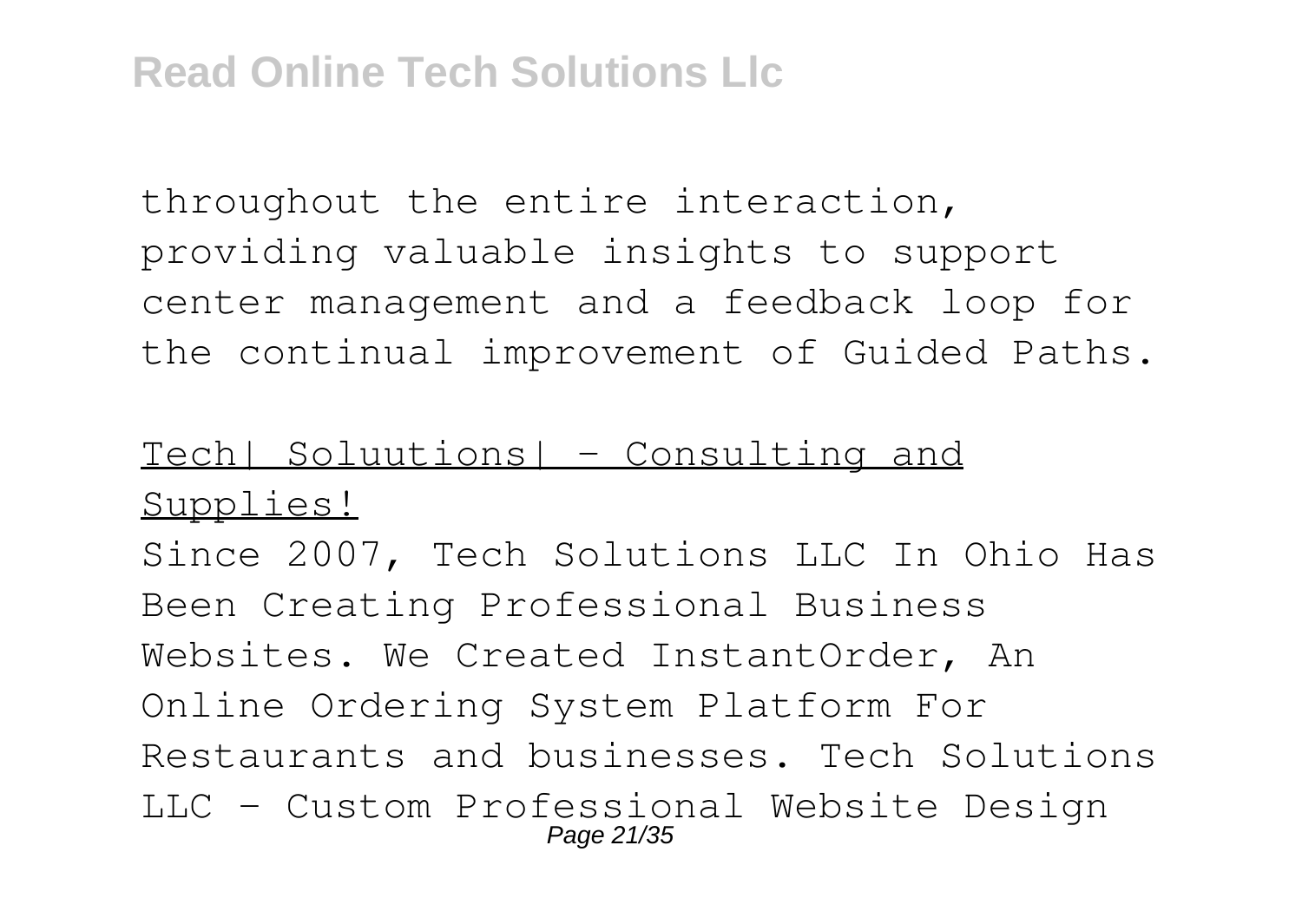throughout the entire interaction, providing valuable insights to support center management and a feedback loop for the continual improvement of Guided Paths.

Tech| Soluutions| - Consulting and Supplies!

Since 2007, Tech Solutions LLC In Ohio Has Been Creating Professional Business Websites. We Created InstantOrder, An Online Ordering System Platform For Restaurants and businesses. Tech Solutions LLC - Custom Professional Website Design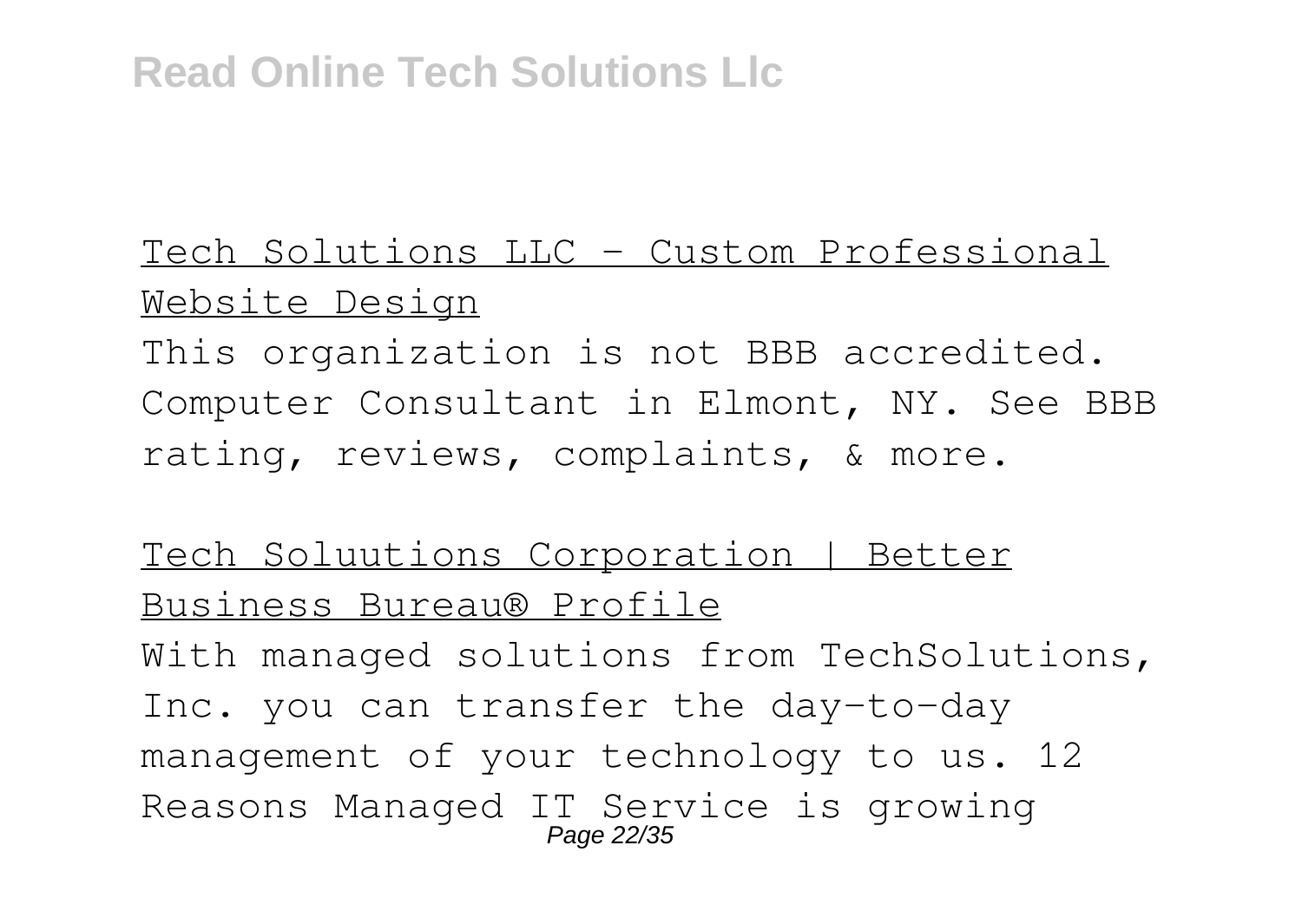Tech Solutions LLC - Custom Professional Website Design

This organization is not BBB accredited. Computer Consultant in Elmont, NY. See BBB rating, reviews, complaints, & more.

Tech Soluutions Corporation | Better Business Bureau® Profile

With managed solutions from TechSolutions, Inc. you can transfer the day-to-day management of your technology to us. 12 Reasons Managed IT Service is growing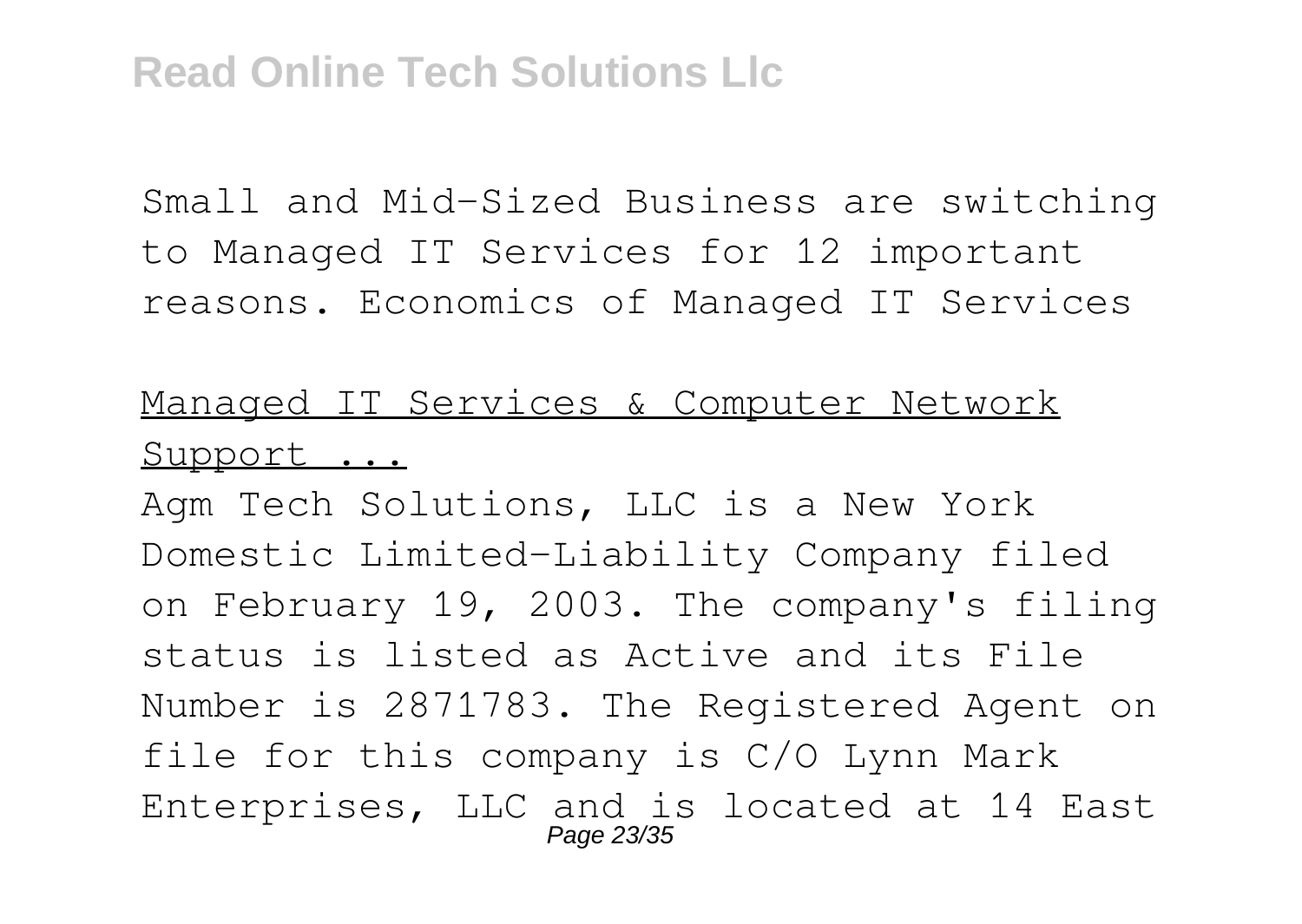Small and Mid-Sized Business are switching to Managed IT Services for 12 important reasons. Economics of Managed IT Services

Managed IT Services & Computer Network Support ...

Agm Tech Solutions, LLC is a New York Domestic Limited-Liability Company filed on February 19, 2003. The company's filing status is listed as Active and its File Number is 2871783. The Registered Agent on file for this company is C/O Lynn Mark Enterprises, LLC and is located at 14 East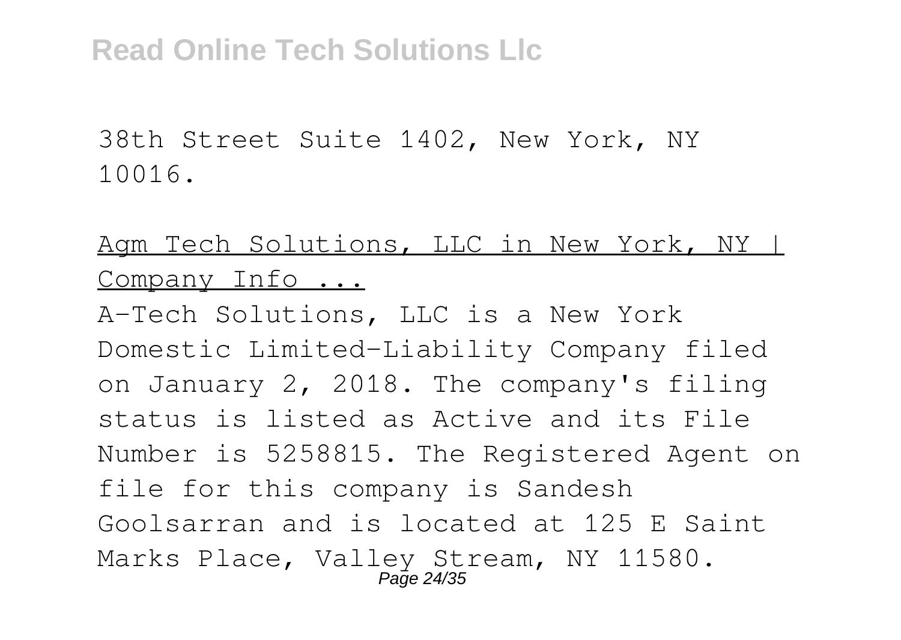38th Street Suite 1402, New York, NY 10016.

Agm Tech Solutions, LLC in New York, NY | Company Info ...

A-Tech Solutions, LLC is a New York Domestic Limited-Liability Company filed on January 2, 2018. The company's filing status is listed as Active and its File Number is 5258815. The Registered Agent on file for this company is Sandesh Goolsarran and is located at 125 E Saint Marks Place, Valley Stream, NY 11580.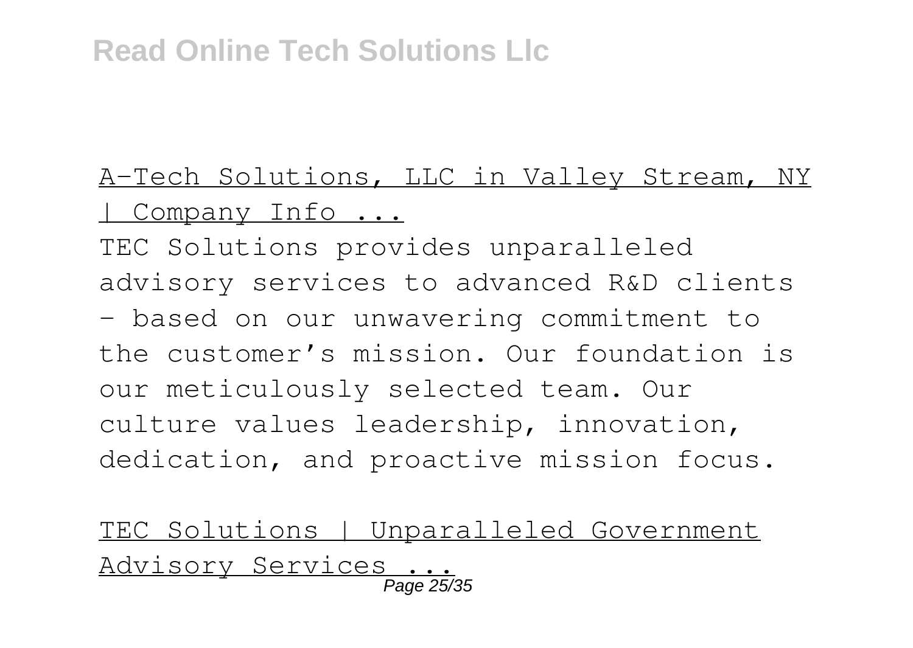A-Tech Solutions, LLC in Valley Stream, NY | Company Info ...

TEC Solutions provides unparalleled advisory services to advanced R&D clients - based on our unwavering commitment to the customer's mission. Our foundation is our meticulously selected team. Our culture values leadership, innovation, dedication, and proactive mission focus.

TEC Solutions | Unparalleled Government Advisory Services ...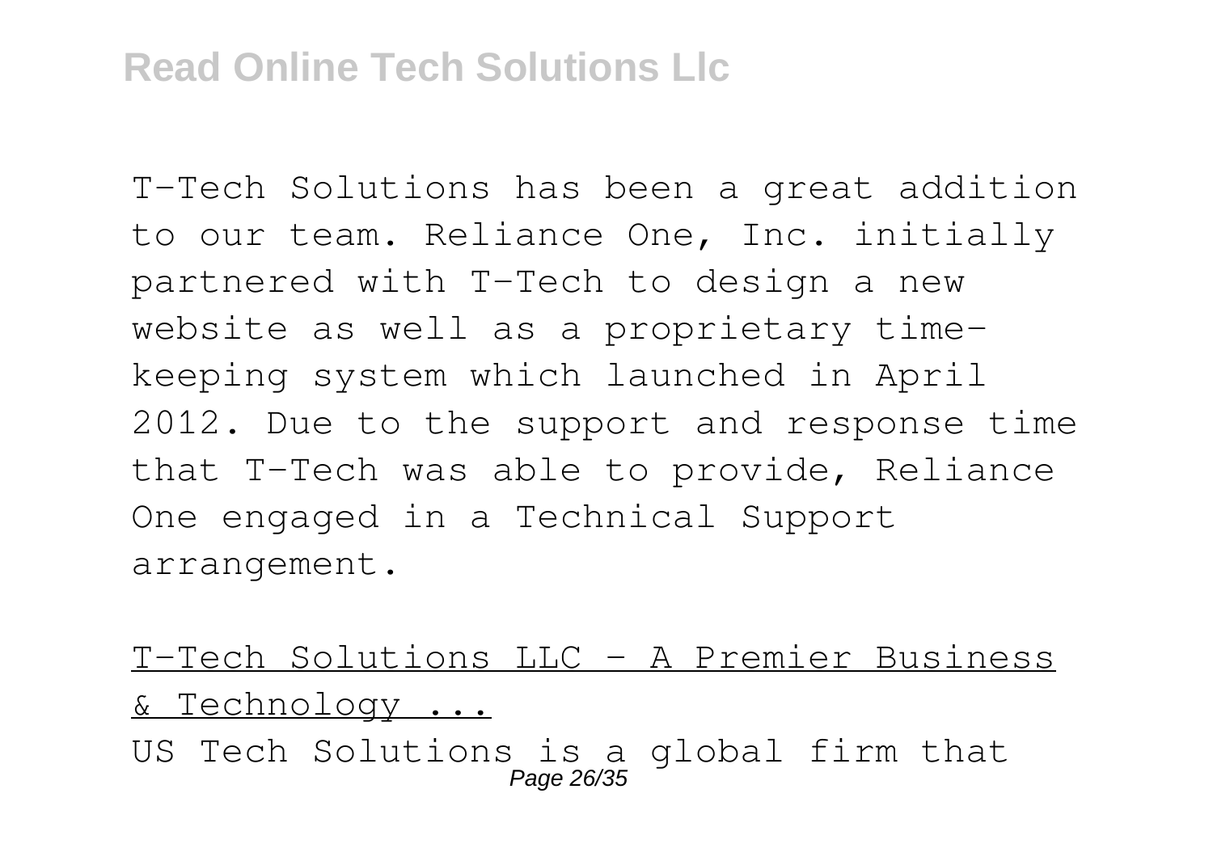T-Tech Solutions has been a great addition to our team. Reliance One, Inc. initially partnered with T-Tech to design a new website as well as a proprietary time-keeping system which launched in April 2012. Due to the support and response time that T-Tech was able to provide, Reliance One engaged in a Technical Support arrangement.

T-Tech Solutions LLC - A Premier Business & Technology ...

US Tech Solutions is a global firm that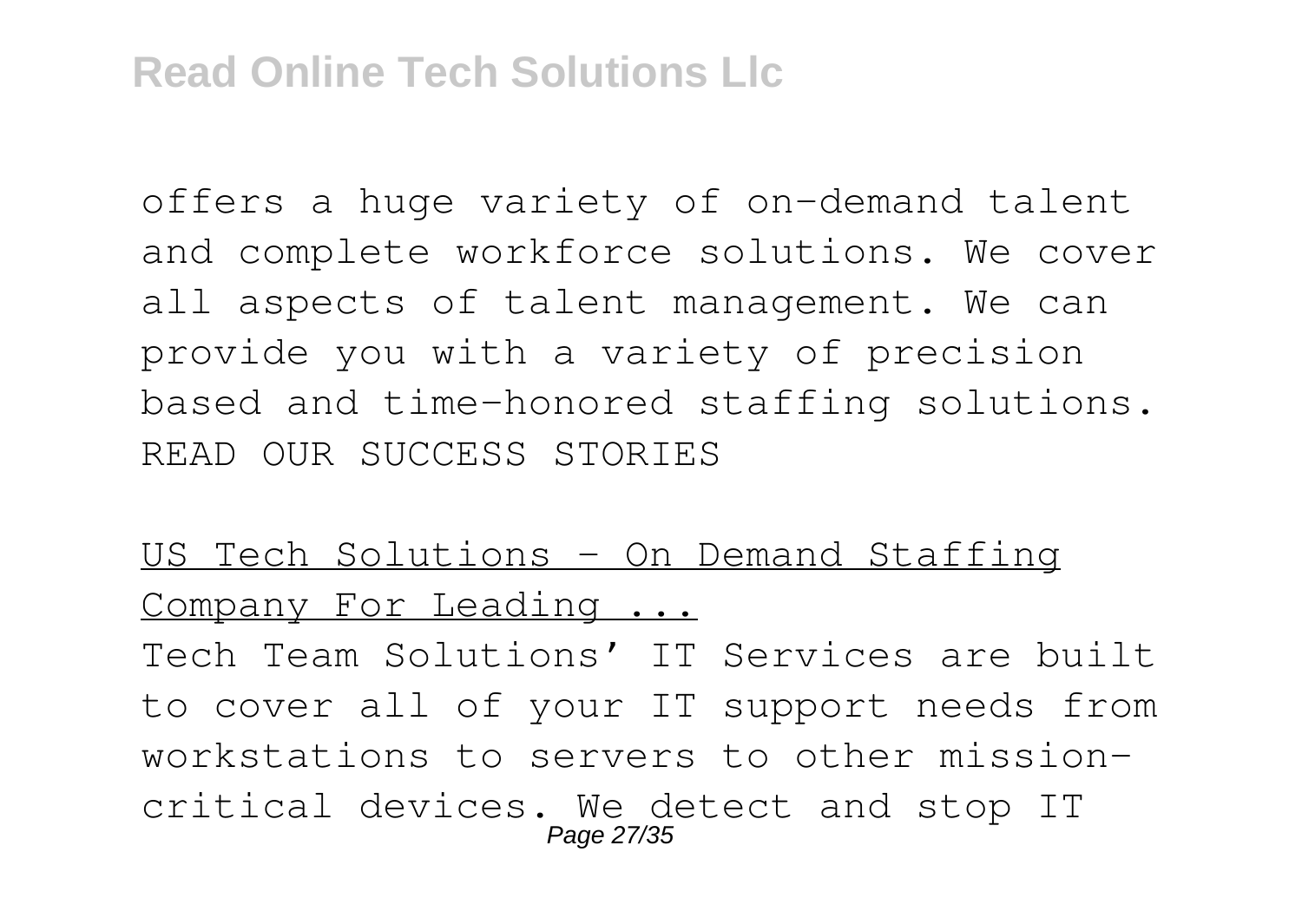offers a huge variety of on-demand talent and complete workforce solutions. We cover all aspects of talent management. We can provide you with a variety of precision based and time-honored staffing solutions. READ OUR SUCCESS STORIES

US Tech Solutions - On Demand Staffing Company For Leading ...

Tech Team Solutions' IT Services are built to cover all of your IT support needs from workstations to servers to other mission-critical devices. We detect and stop IT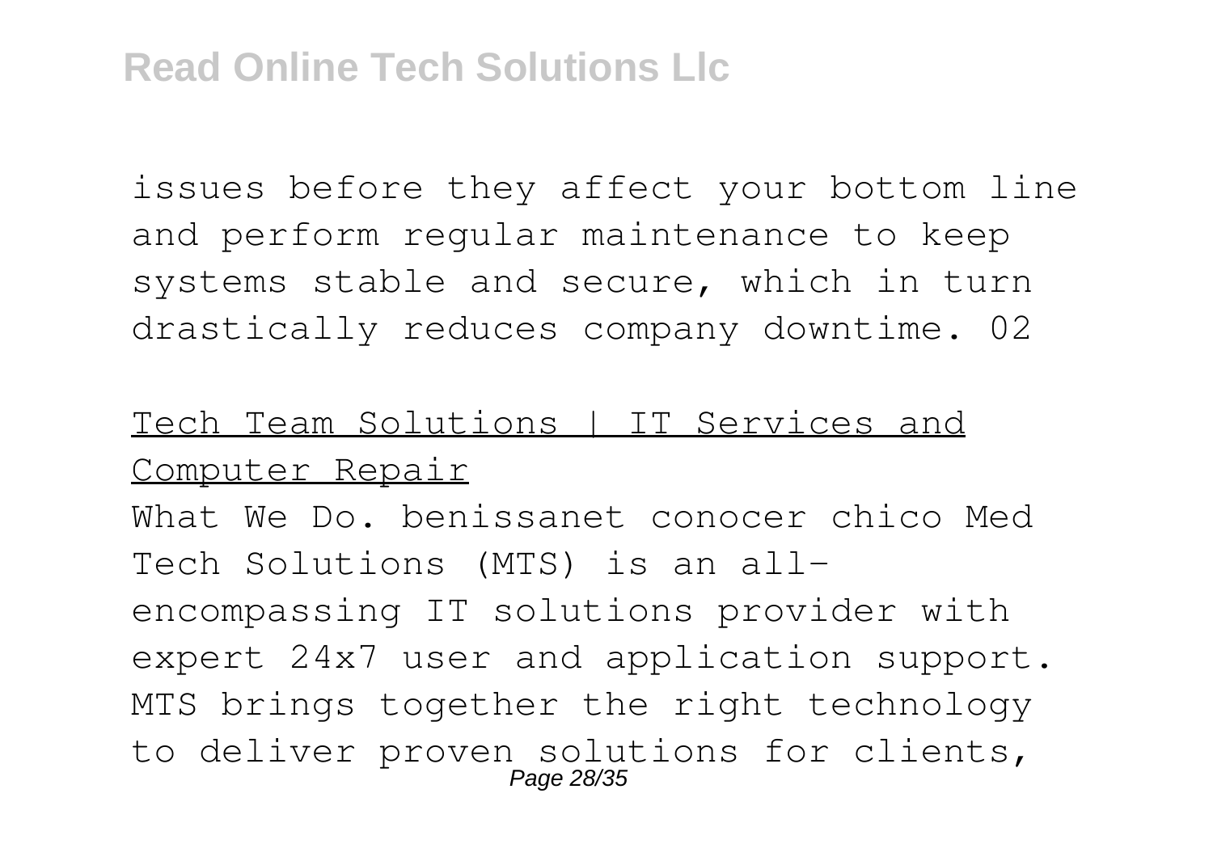issues before they affect your bottom line and perform regular maintenance to keep systems stable and secure, which in turn drastically reduces company downtime. 02

Tech Team Solutions | IT Services and Computer Repair

What We Do. benissanet conocer chico Med Tech Solutions (MTS) is an all-encompassing IT solutions provider with expert 24x7 user and application support. MTS brings together the right technology to deliver proven solutions for clients,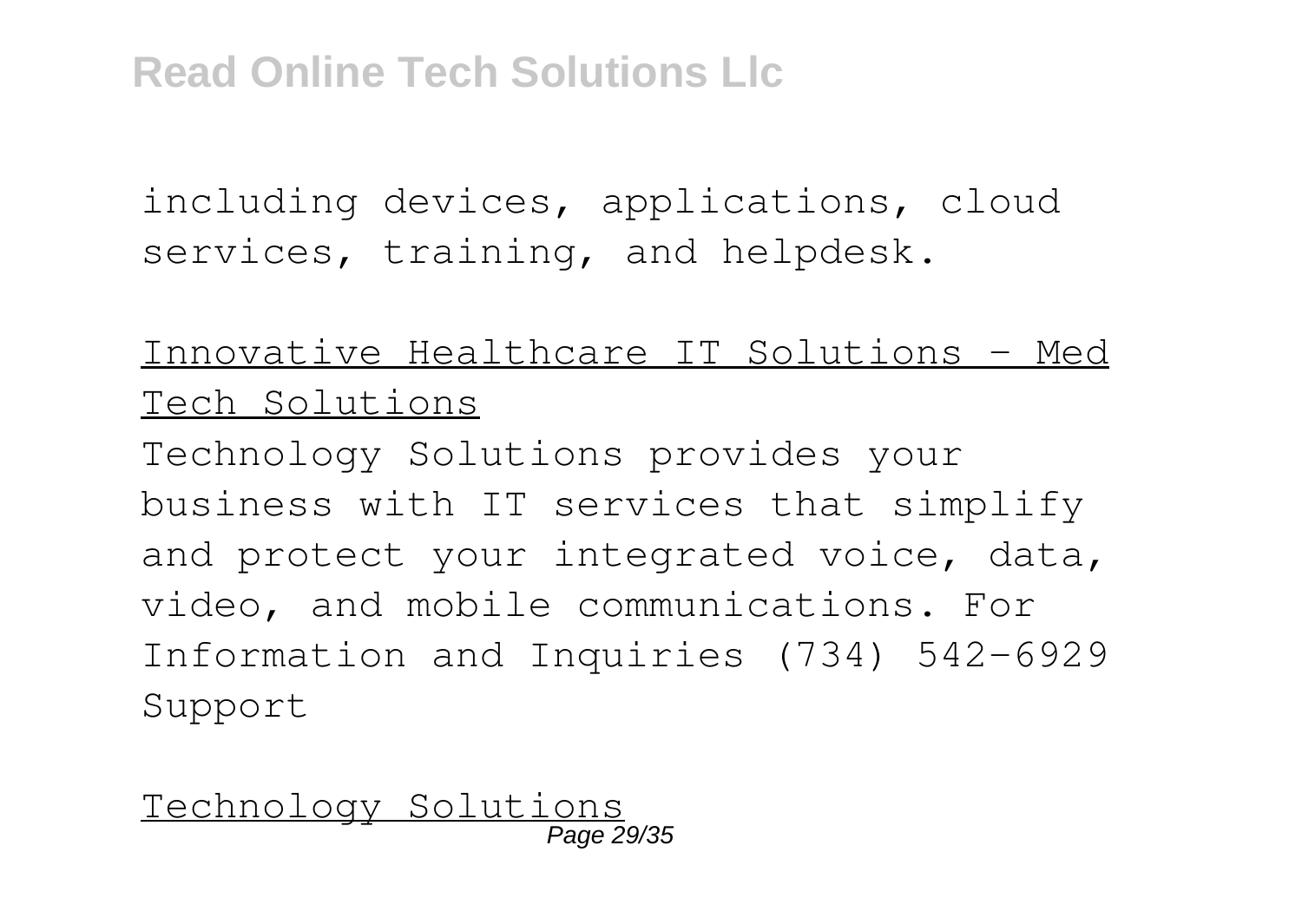including devices, applications, cloud services, training, and helpdesk.

Innovative Healthcare IT Solutions - Med Tech Solutions

Technology Solutions provides your business with IT services that simplify and protect your integrated voice, data, video, and mobile communications. For Information and Inquiries (734) 542-6929 Support

Technology Solutions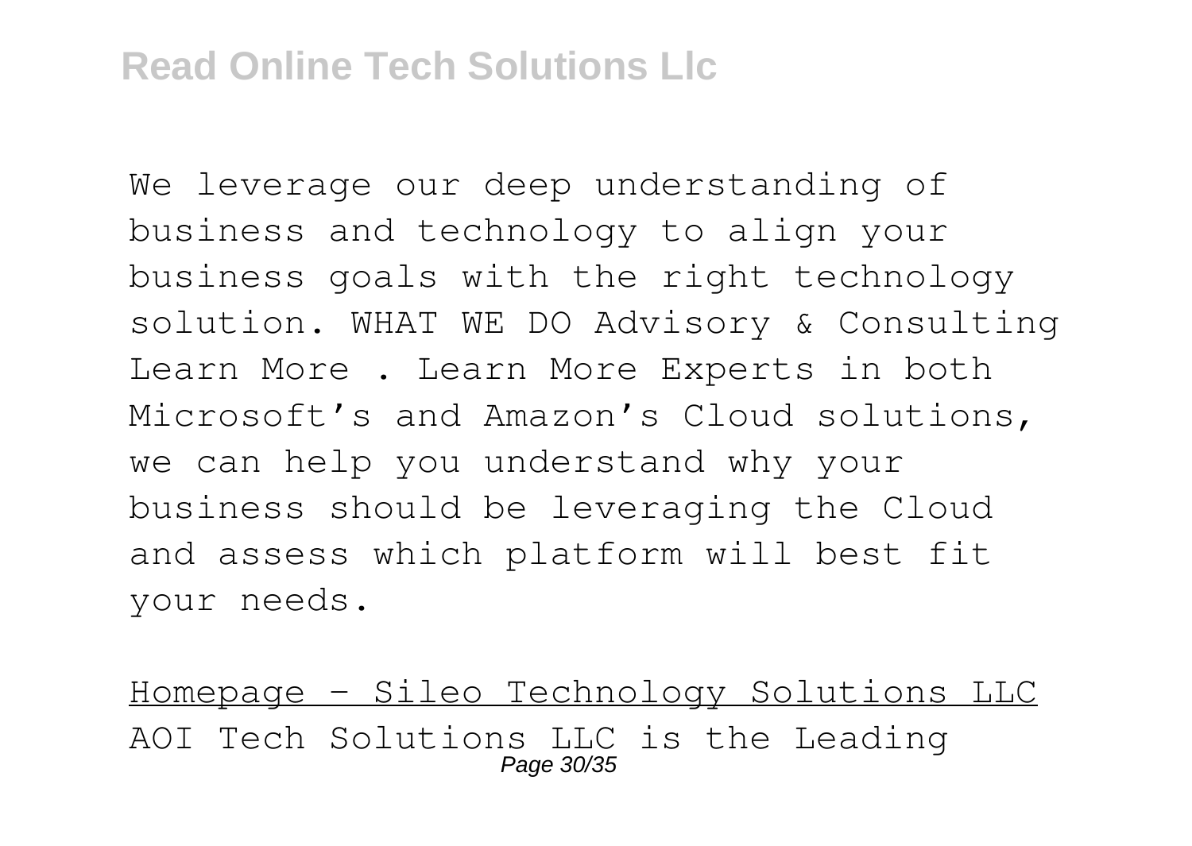We leverage our deep understanding of business and technology to align your business goals with the right technology solution. WHAT WE DO Advisory & Consulting Learn More . Learn More Experts in both Microsoft's and Amazon's Cloud solutions, we can help you understand why your business should be leveraging the Cloud and assess which platform will best fit your needs.

Homepage - Sileo Technology Solutions LLC

AOI Tech Solutions LLC is the Leading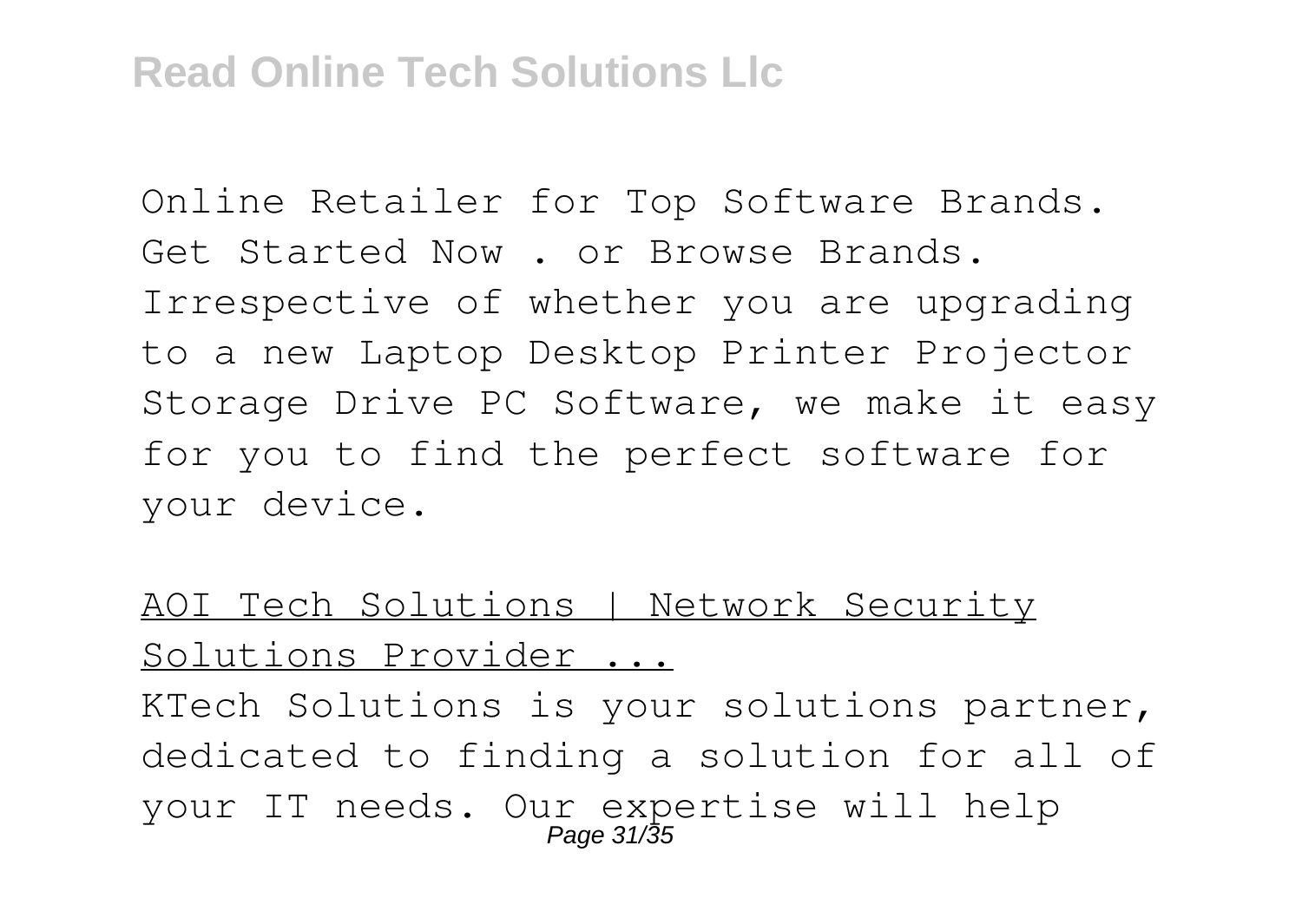Online Retailer for Top Software Brands. Get Started Now . or Browse Brands. Irrespective of whether you are upgrading to a new Laptop Desktop Printer Projector Storage Drive PC Software, we make it easy for you to find the perfect software for your device.

AOI Tech Solutions | Network Security Solutions Provider ...

KTech Solutions is your solutions partner, dedicated to finding a solution for all of your IT needs. Our expertise will help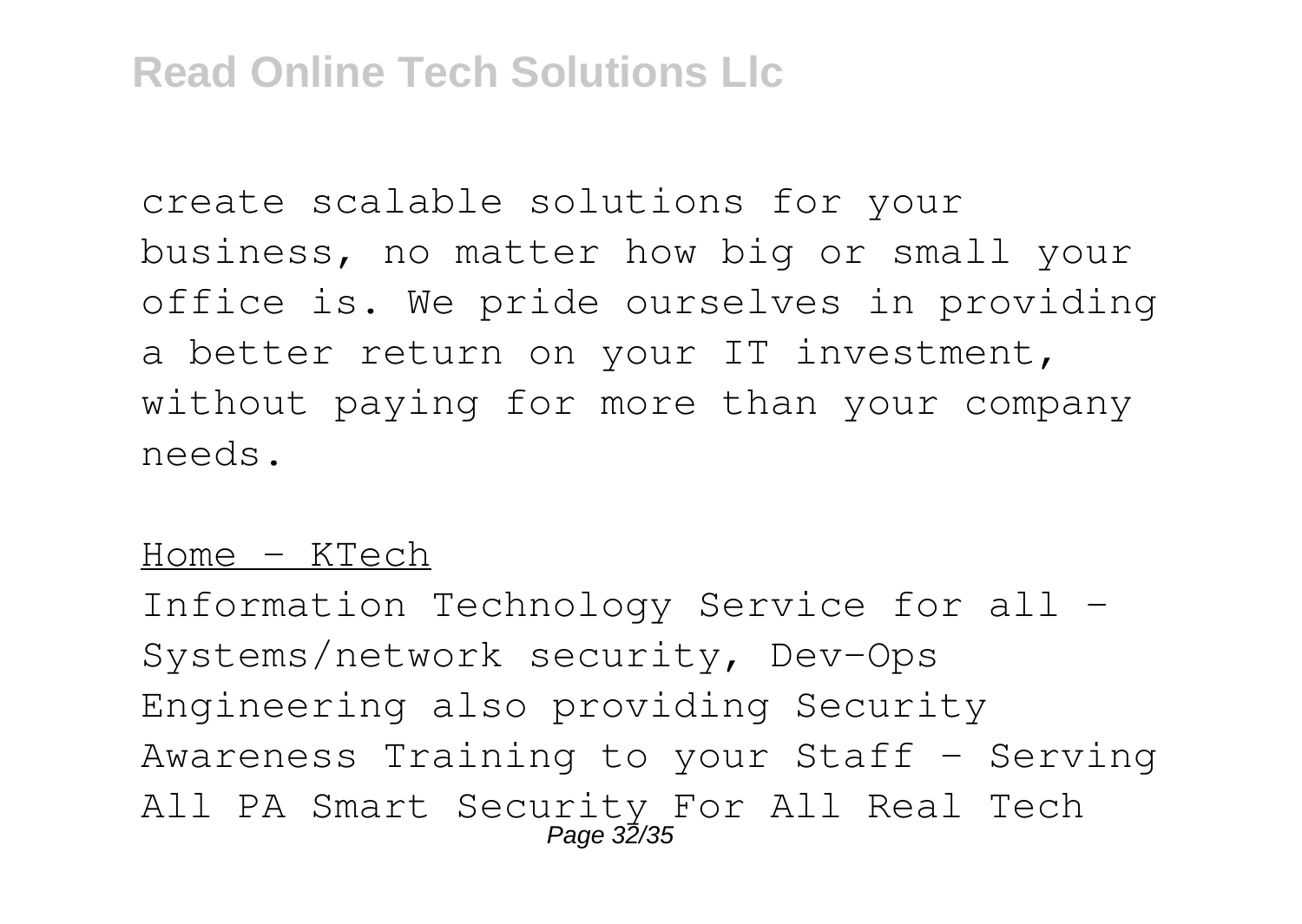create scalable solutions for your business, no matter how big or small your office is. We pride ourselves in providing a better return on your IT investment, without paying for more than your company needs.

Home - KTech

Information Technology Service for all - Systems/network security, Dev-Ops Engineering also providing Security Awareness Training to your Staff - Serving All PA Smart Security For All Real Tech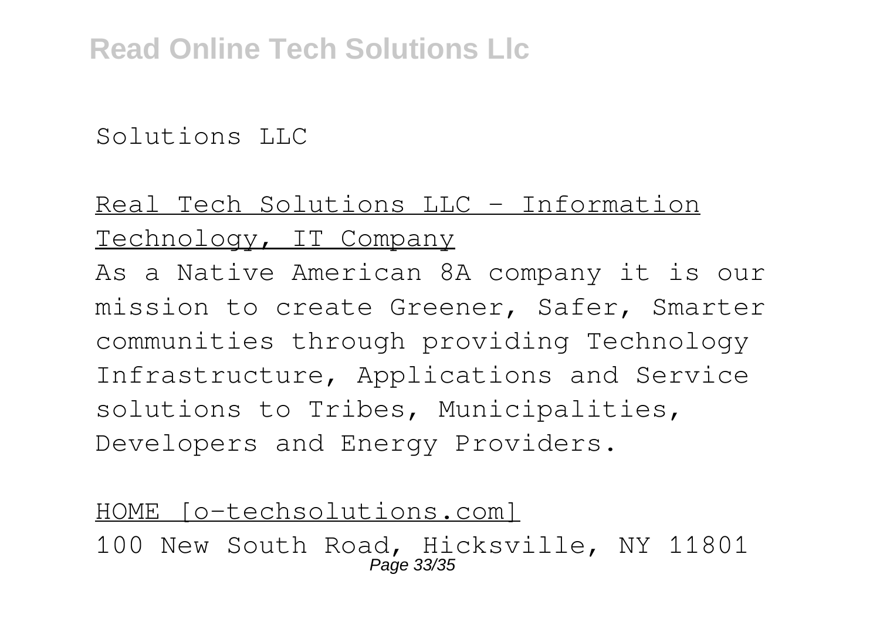Solutions LLC

Real Tech Solutions LLC - Information Technology, IT Company

As a Native American 8A company it is our mission to create Greener, Safer, Smarter communities through providing Technology Infrastructure, Applications and Service solutions to Tribes, Municipalities, Developers and Energy Providers.

HOME [o-techsolutions.com]

100 New South Road, Hicksville, NY 11801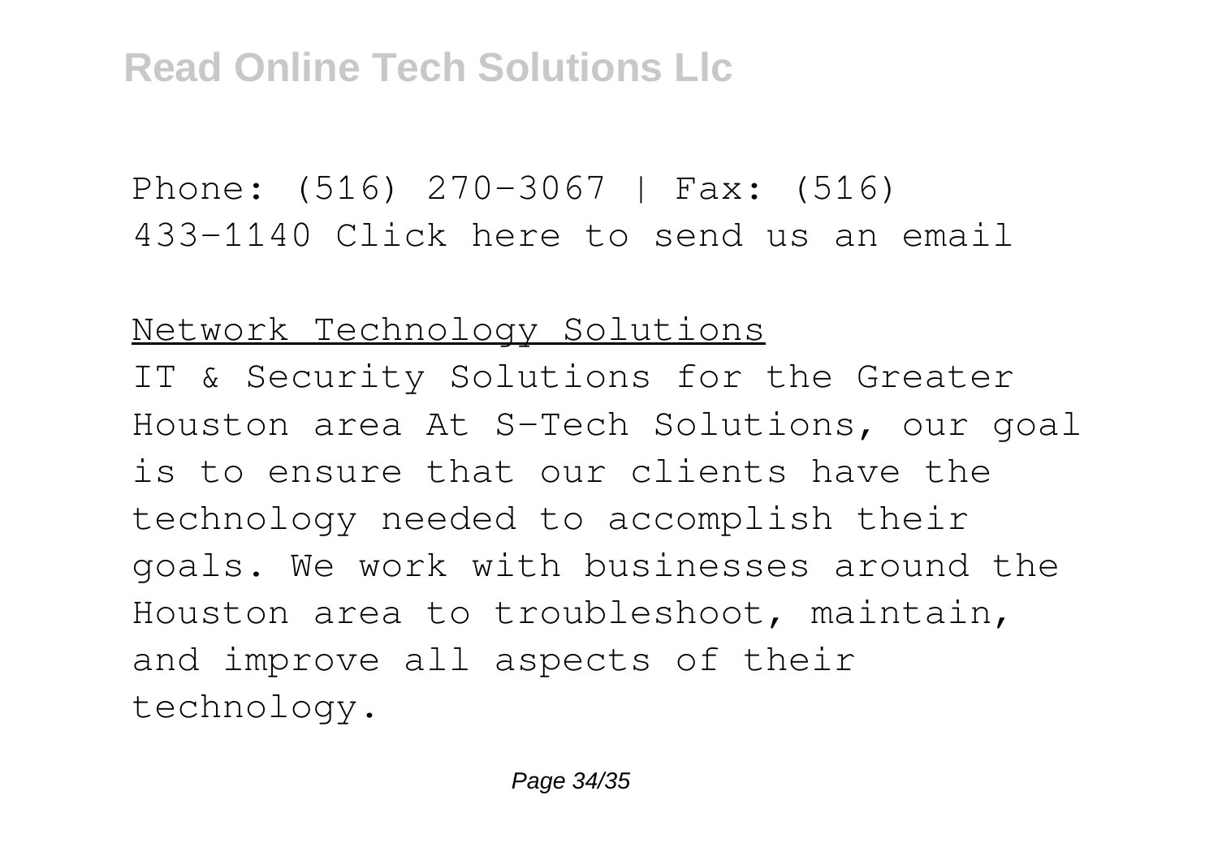Phone: (516) 270-3067 | Fax: (516) 433-1140 Click here to send us an email

Network Technology Solutions

IT & Security Solutions for the Greater Houston area At S-Tech Solutions, our goal is to ensure that our clients have the technology needed to accomplish their goals. We work with businesses around the Houston area to troubleshoot, maintain, and improve all aspects of their technology.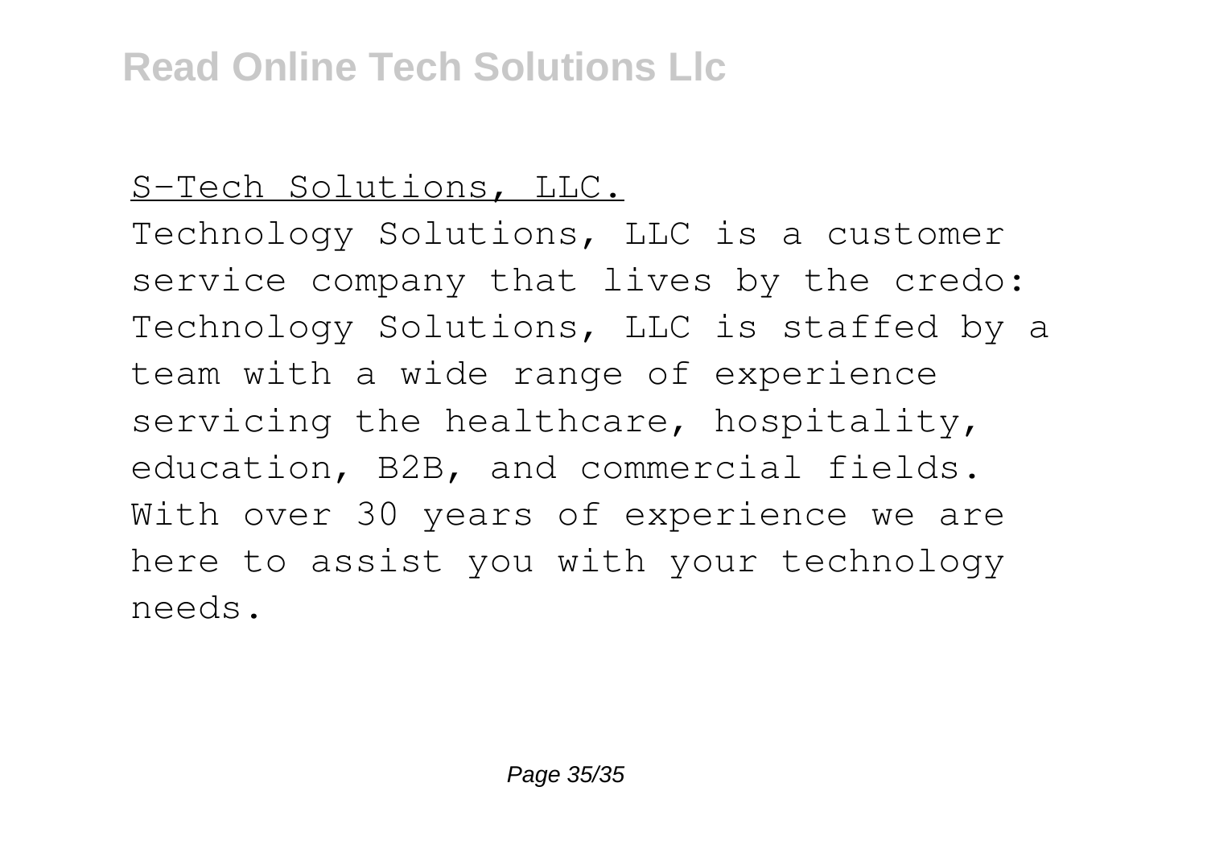S-Tech Solutions, LLC.

Technology Solutions, LLC is a customer service company that lives by the credo: Technology Solutions, LLC is staffed by a team with a wide range of experience servicing the healthcare, hospitality, education, B2B, and commercial fields. With over 30 years of experience we are here to assist you with your technology needs.